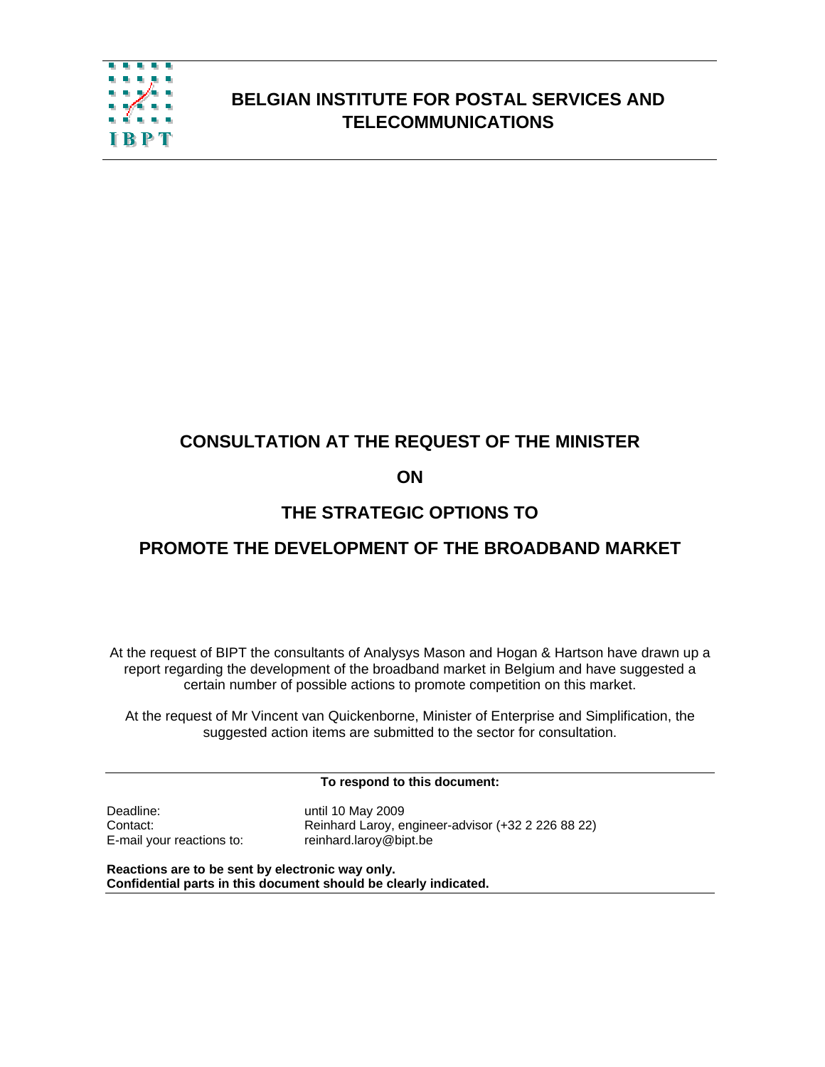IBPT

# BELGIAN INSTITUTE FOR POSTAL SERVICES AND TELECOMMUNICATIONS

# CONSULTATION AT THE REQUEST OF THE MINISTER

# ON

# THE STRATEGIC OPTIONS TO

# PROMOTE THE DEVELOPMENT OF THE BROADBAND MARKET

At the request of BIPT the consultants of Analysys Mason and Hogan & Hartson have drawn up a report regarding the development of the broadband market in Belgium and have suggested a certain number of possible actions to promote competition on this market.

At the request of Mr Vincent van Quickenborne, Minister of Enterprise and Simplification, the suggested action items are submitted to the sector for consultation.

**To respond to this document:**

Deadline: until 10 May 2009
Contact: Reinhard Laroy, engineer-advisor (+32 2 226 88 22)
E-mail your reactions to: reinhard.laroy@bipt.be

**Reactions are to be sent by electronic way only.**
**Confidential parts in this document should be clearly indicated.**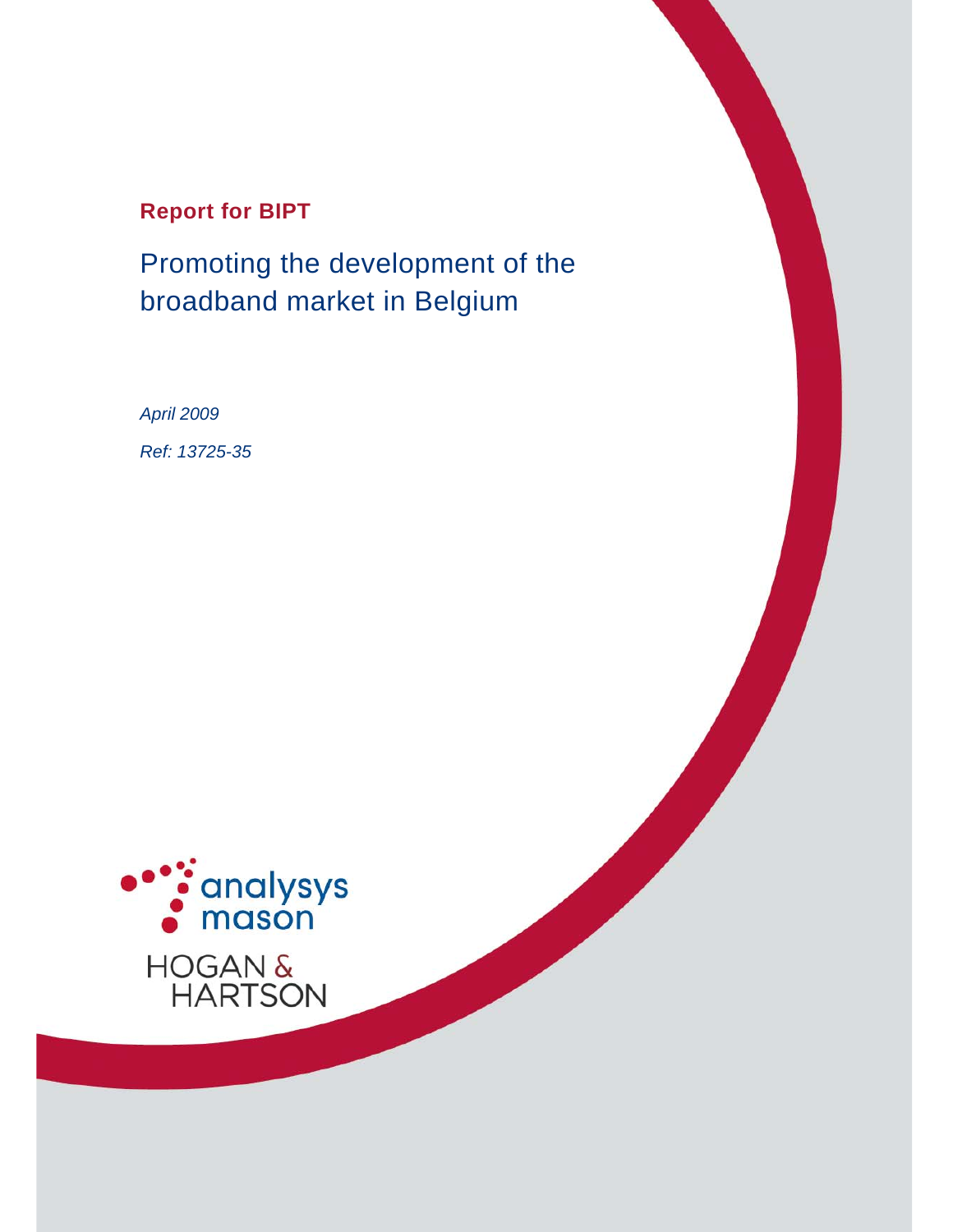**Report for BIPT**

# Promoting the development of the broadband market in Belgium

*April 2009*

*Ref: 13725-35*

analysys mason

HOGAN & HARTSON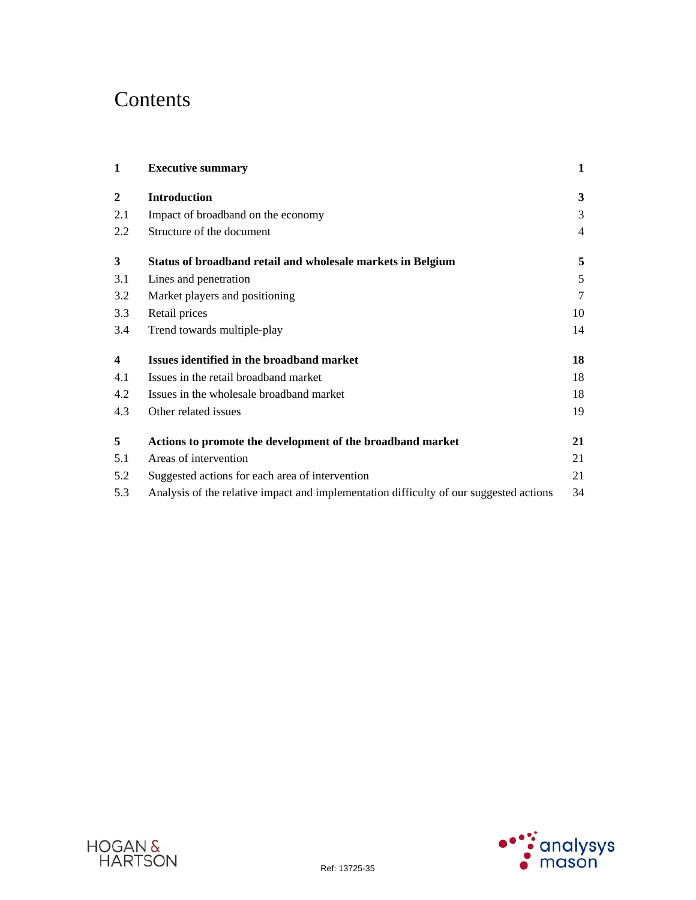# Contents

| | | |
|---|---|---|
| **1** | **Executive summary** | **1** |
| **2** | **Introduction** | **3** |
| 2.1 | Impact of broadband on the economy | 3 |
| 2.2 | Structure of the document | 4 |
| **3** | **Status of broadband retail and wholesale markets in Belgium** | **5** |
| 3.1 | Lines and penetration | 5 |
| 3.2 | Market players and positioning | 7 |
| 3.3 | Retail prices | 10 |
| 3.4 | Trend towards multiple-play | 14 |
| **4** | **Issues identified in the broadband market** | **18** |
| 4.1 | Issues in the retail broadband market | 18 |
| 4.2 | Issues in the wholesale broadband market | 18 |
| 4.3 | Other related issues | 19 |
| **5** | **Actions to promote the development of the broadband market** | **21** |
| 5.1 | Areas of intervention | 21 |
| 5.2 | Suggested actions for each area of intervention | 21 |
| 5.3 | Analysis of the relative impact and implementation difficulty of our suggested actions | 34 |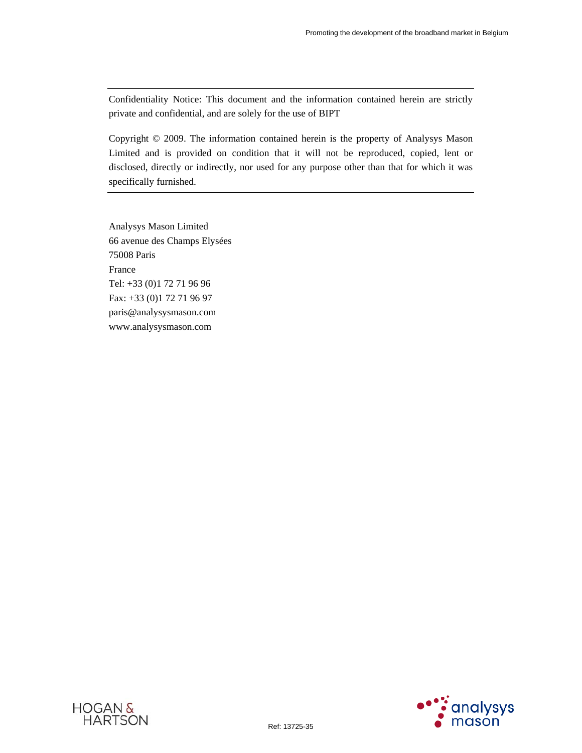Confidentiality Notice: This document and the information contained herein are strictly private and confidential, and are solely for the use of BIPT

Copyright © 2009. The information contained herein is the property of Analysys Mason Limited and is provided on condition that it will not be reproduced, copied, lent or disclosed, directly or indirectly, nor used for any purpose other than that for which it was specifically furnished.

---

Analysys Mason Limited
66 avenue des Champs Elysées
75008 Paris
France
Tel: +33 (0)1 72 71 96 96
Fax: +33 (0)1 72 71 96 97
paris@analysysmason.com
www.analysysmason.com

HOGAN & HARTSON

Ref: 13725-35

analysys mason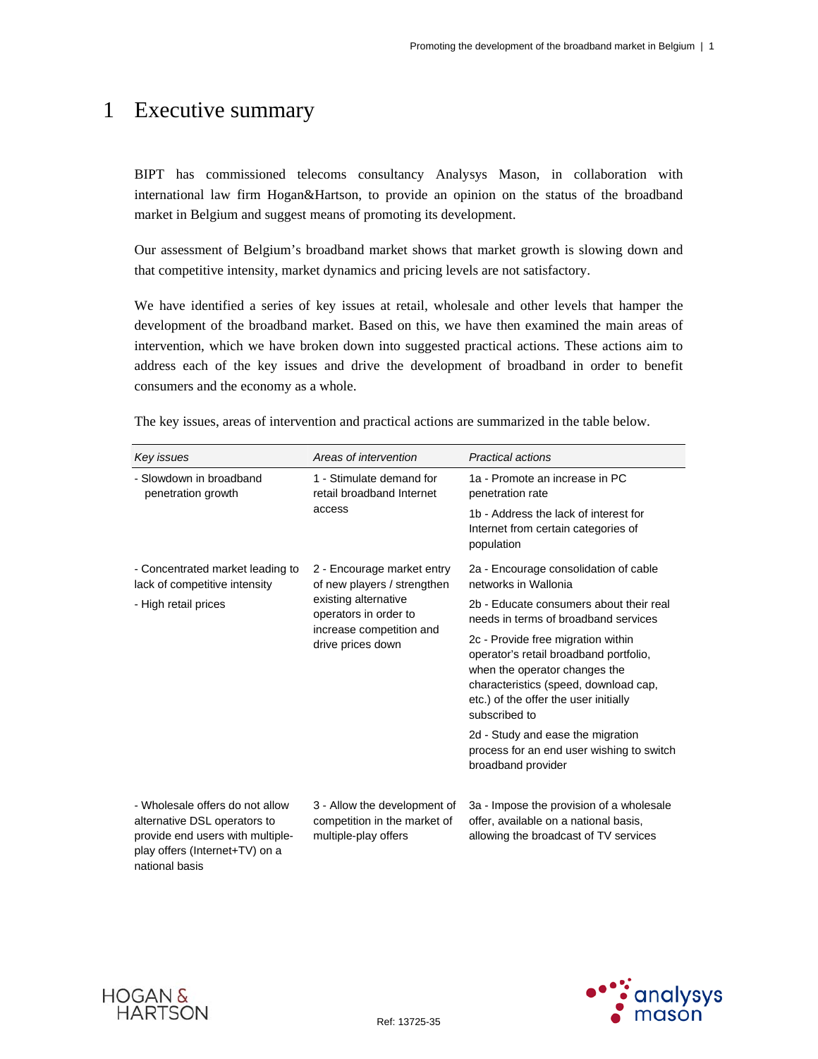# 1 Executive summary

BIPT has commissioned telecoms consultancy Analysys Mason, in collaboration with international law firm Hogan&Hartson, to provide an opinion on the status of the broadband market in Belgium and suggest means of promoting its development.

Our assessment of Belgium's broadband market shows that market growth is slowing down and that competitive intensity, market dynamics and pricing levels are not satisfactory.

We have identified a series of key issues at retail, wholesale and other levels that hamper the development of the broadband market. Based on this, we have then examined the main areas of intervention, which we have broken down into suggested practical actions. These actions aim to address each of the key issues and drive the development of broadband in order to benefit consumers and the economy as a whole.

The key issues, areas of intervention and practical actions are summarized in the table below.

| *Key issues* | *Areas of intervention* | *Practical actions* |
|---|---|---|
| - Slowdown in broadband penetration growth | 1 - Stimulate demand for retail broadband Internet access | 1a - Promote an increase in PC penetration rate<br>1b - Address the lack of interest for Internet from certain categories of population |
| - Concentrated market leading to lack of competitive intensity<br>- High retail prices | 2 - Encourage market entry of new players / strengthen existing alternative operators in order to increase competition and drive prices down | 2a - Encourage consolidation of cable networks in Wallonia<br>2b - Educate consumers about their real needs in terms of broadband services<br>2c - Provide free migration within operator's retail broadband portfolio, when the operator changes the characteristics (speed, download cap, etc.) of the offer the user initially subscribed to<br>2d - Study and ease the migration process for an end user wishing to switch broadband provider |
| - Wholesale offers do not allow alternative DSL operators to provide end users with multiple-play offers (Internet+TV) on a national basis | 3 - Allow the development of competition in the market of multiple-play offers | 3a - Impose the provision of a wholesale offer, available on a national basis, allowing the broadcast of TV services |

Ref: 13725-35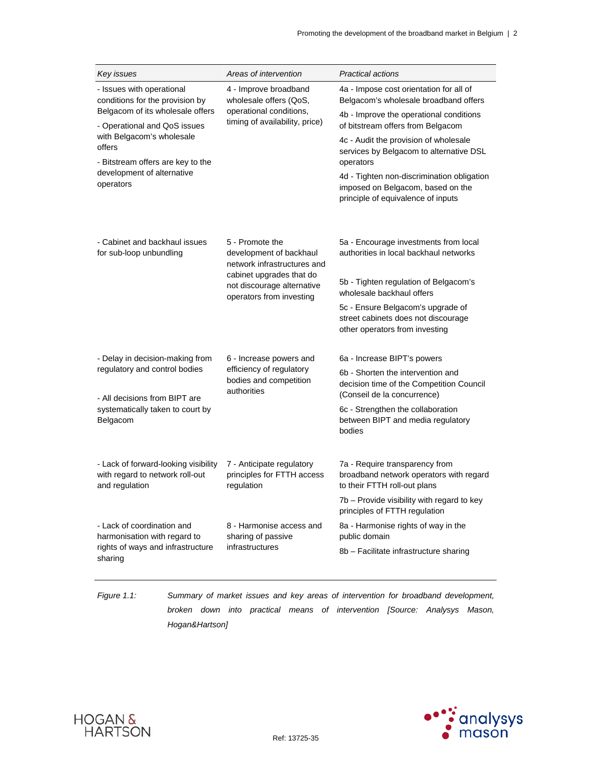| *Key issues* | *Areas of intervention* | *Practical actions* |
|---|---|---|
| - Issues with operational conditions for the provision by Belgacom of its wholesale offers<br>- Operational and QoS issues with Belgacom's wholesale offers<br>- Bitstream offers are key to the development of alternative operators | 4 - Improve broadband wholesale offers (QoS, operational conditions, timing of availability, price) | 4a - Impose cost orientation for all of Belgacom's wholesale broadband offers<br>4b - Improve the operational conditions of bitstream offers from Belgacom<br>4c - Audit the provision of wholesale services by Belgacom to alternative DSL operators<br>4d - Tighten non-discrimination obligation imposed on Belgacom, based on the principle of equivalence of inputs |
| - Cabinet and backhaul issues for sub-loop unbundling | 5 - Promote the development of backhaul network infrastructures and cabinet upgrades that do not discourage alternative operators from investing | 5a - Encourage investments from local authorities in local backhaul networks<br>5b - Tighten regulation of Belgacom's wholesale backhaul offers<br>5c - Ensure Belgacom's upgrade of street cabinets does not discourage other operators from investing |
| - Delay in decision-making from regulatory and control bodies<br>- All decisions from BIPT are systematically taken to court by Belgacom | 6 - Increase powers and efficiency of regulatory bodies and competition authorities | 6a - Increase BIPT's powers<br>6b - Shorten the intervention and decision time of the Competition Council (Conseil de la concurrence)<br>6c - Strengthen the collaboration between BIPT and media regulatory bodies |
| - Lack of forward-looking visibility with regard to network roll-out and regulation | 7 - Anticipate regulatory principles for FTTH access regulation | 7a - Require transparency from broadband network operators with regard to their FTTH roll-out plans<br>7b – Provide visibility with regard to key principles of FTTH regulation |
| - Lack of coordination and harmonisation with regard to rights of ways and infrastructure sharing | 8 - Harmonise access and sharing of passive infrastructures | 8a - Harmonise rights of way in the public domain<br>8b – Facilitate infrastructure sharing |

*Figure 1.1: Summary of market issues and key areas of intervention for broadband development, broken down into practical means of intervention [Source: Analysys Mason, Hogan&Hartson]*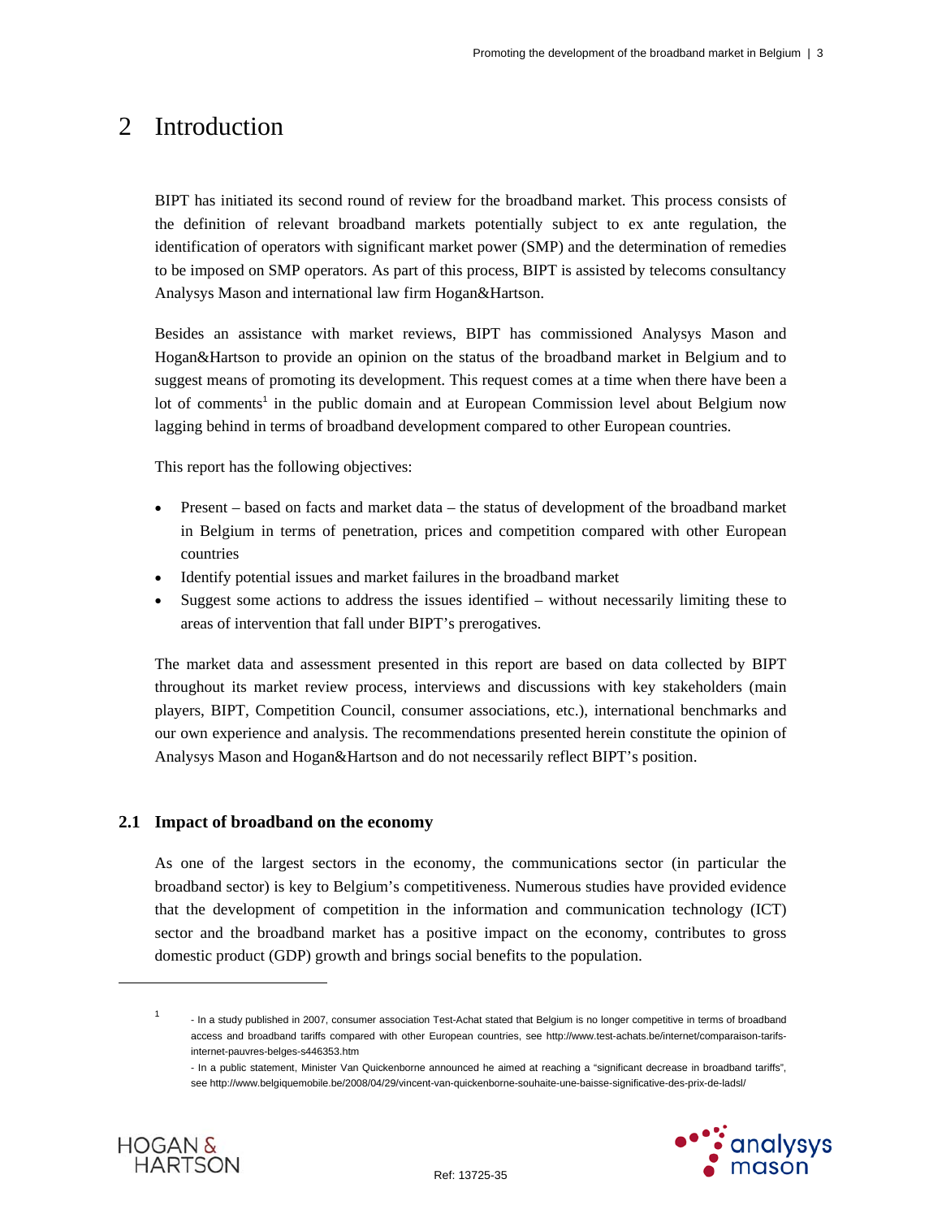# 2 Introduction

BIPT has initiated its second round of review for the broadband market. This process consists of the definition of relevant broadband markets potentially subject to ex ante regulation, the identification of operators with significant market power (SMP) and the determination of remedies to be imposed on SMP operators. As part of this process, BIPT is assisted by telecoms consultancy Analysys Mason and international law firm Hogan&Hartson.

Besides an assistance with market reviews, BIPT has commissioned Analysys Mason and Hogan&Hartson to provide an opinion on the status of the broadband market in Belgium and to suggest means of promoting its development. This request comes at a time when there have been a lot of comments[1] in the public domain and at European Commission level about Belgium now lagging behind in terms of broadband development compared to other European countries.

This report has the following objectives:

- Present – based on facts and market data – the status of development of the broadband market in Belgium in terms of penetration, prices and competition compared with other European countries
- Identify potential issues and market failures in the broadband market
- Suggest some actions to address the issues identified – without necessarily limiting these to areas of intervention that fall under BIPT's prerogatives.

The market data and assessment presented in this report are based on data collected by BIPT throughout its market review process, interviews and discussions with key stakeholders (main players, BIPT, Competition Council, consumer associations, etc.), international benchmarks and our own experience and analysis. The recommendations presented herein constitute the opinion of Analysys Mason and Hogan&Hartson and do not necessarily reflect BIPT's position.

## 2.1 Impact of broadband on the economy

As one of the largest sectors in the economy, the communications sector (in particular the broadband sector) is key to Belgium's competitiveness. Numerous studies have provided evidence that the development of competition in the information and communication technology (ICT) sector and the broadband market has a positive impact on the economy, contributes to gross domestic product (GDP) growth and brings social benefits to the population.

---

[1] - In a study published in 2007, consumer association Test-Achat stated that Belgium is no longer competitive in terms of broadband access and broadband tariffs compared with other European countries, see http://www.test-achats.be/internet/comparaison-tarifs-internet-pauvres-belges-s446353.htm

- In a public statement, Minister Van Quickenborne announced he aimed at reaching a "significant decrease in broadband tariffs", see http://www.belgiquemobile.be/2008/04/29/vincent-van-quickenborne-souhaite-une-baisse-significative-des-prix-de-ladsl/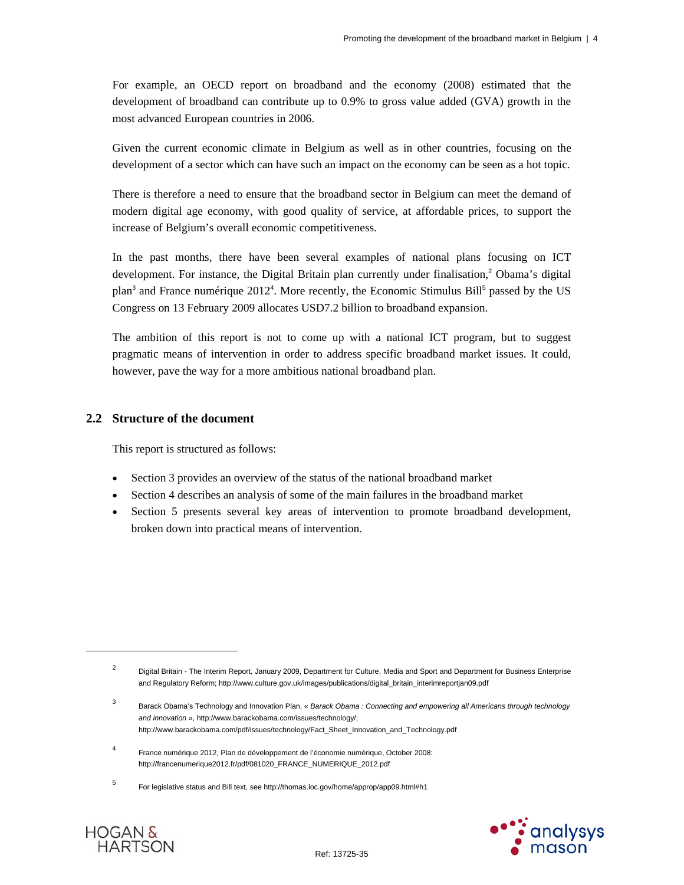For example, an OECD report on broadband and the economy (2008) estimated that the development of broadband can contribute up to 0.9% to gross value added (GVA) growth in the most advanced European countries in 2006.

Given the current economic climate in Belgium as well as in other countries, focusing on the development of a sector which can have such an impact on the economy can be seen as a hot topic.

There is therefore a need to ensure that the broadband sector in Belgium can meet the demand of modern digital age economy, with good quality of service, at affordable prices, to support the increase of Belgium's overall economic competitiveness.

In the past months, there have been several examples of national plans focusing on ICT development. For instance, the Digital Britain plan currently under finalisation,[2] Obama's digital plan[3] and France numérique 2012[4]. More recently, the Economic Stimulus Bill[5] passed by the US Congress on 13 February 2009 allocates USD7.2 billion to broadband expansion.

The ambition of this report is not to come up with a national ICT program, but to suggest pragmatic means of intervention in order to address specific broadband market issues. It could, however, pave the way for a more ambitious national broadband plan.

## 2.2 Structure of the document

This report is structured as follows:

- Section 3 provides an overview of the status of the national broadband market
- Section 4 describes an analysis of some of the main failures in the broadband market
- Section 5 presents several key areas of intervention to promote broadband development, broken down into practical means of intervention.

---

[2] Digital Britain - The Interim Report, January 2009, Department for Culture, Media and Sport and Department for Business Enterprise and Regulatory Reform; http://www.culture.gov.uk/images/publications/digital_britain_interimreportjan09.pdf

[3] Barack Obama's Technology and Innovation Plan, « *Barack Obama : Connecting and empowering all Americans through technology and innovation* », http://www.barackobama.com/issues/technology/; http://www.barackobama.com/pdf/issues/technology/Fact_Sheet_Innovation_and_Technology.pdf

[4] France numérique 2012, Plan de développement de l'économie numérique, October 2008: http://francenumerique2012.fr/pdf/081020_FRANCE_NUMERIQUE_2012.pdf

[5] For legislative status and Bill text, see http://thomas.loc.gov/home/approp/app09.html#h1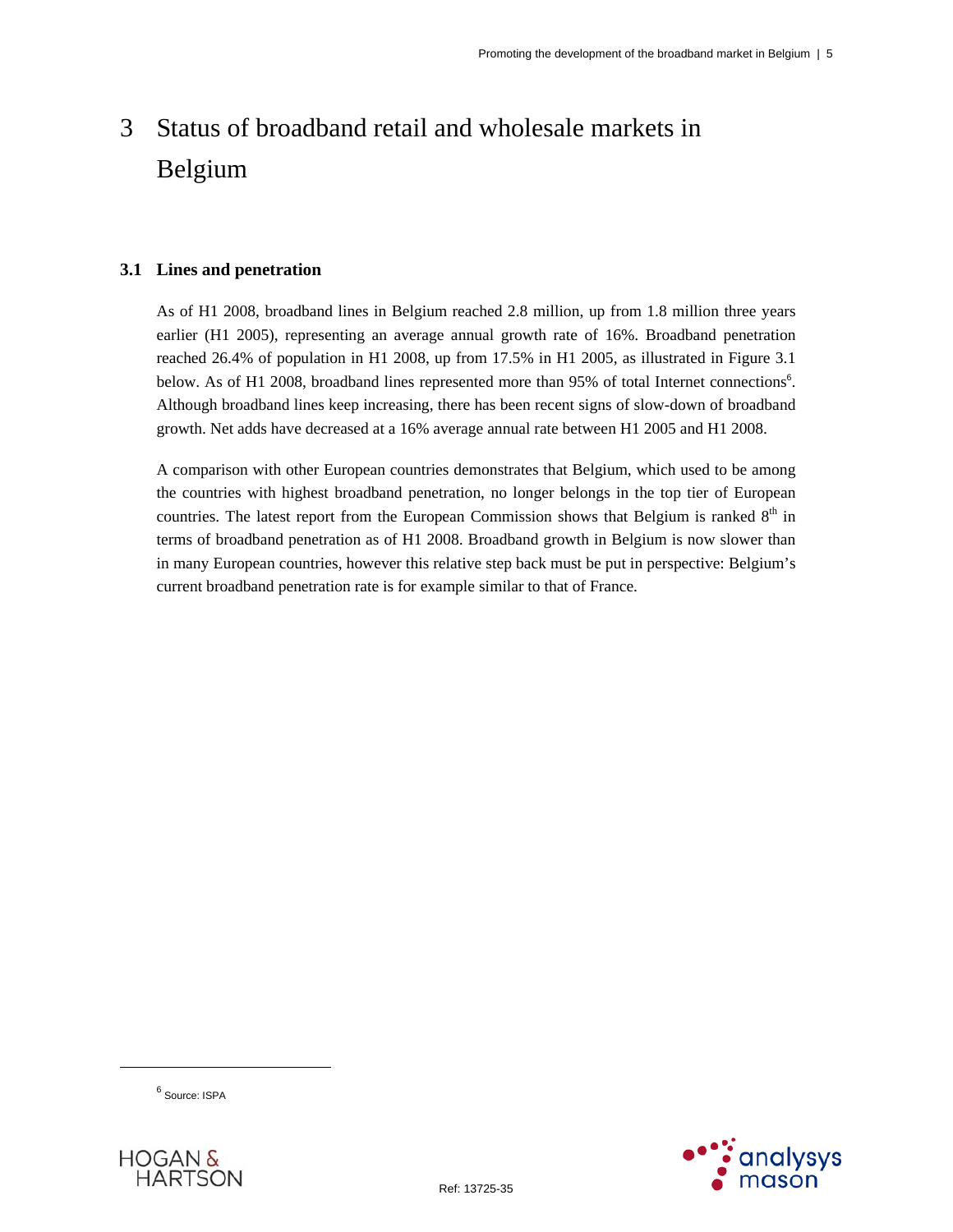# 3 Status of broadband retail and wholesale markets in Belgium

## 3.1 Lines and penetration

As of H1 2008, broadband lines in Belgium reached 2.8 million, up from 1.8 million three years earlier (H1 2005), representing an average annual growth rate of 16%. Broadband penetration reached 26.4% of population in H1 2008, up from 17.5% in H1 2005, as illustrated in Figure 3.1 below. As of H1 2008, broadband lines represented more than 95% of total Internet connections[6]. Although broadband lines keep increasing, there has been recent signs of slow-down of broadband growth. Net adds have decreased at a 16% average annual rate between H1 2005 and H1 2008.

A comparison with other European countries demonstrates that Belgium, which used to be among the countries with highest broadband penetration, no longer belongs in the top tier of European countries. The latest report from the European Commission shows that Belgium is ranked 8th in terms of broadband penetration as of H1 2008. Broadband growth in Belgium is now slower than in many European countries, however this relative step back must be put in perspective: Belgium's current broadband penetration rate is for example similar to that of France.

[6] Source: ISPA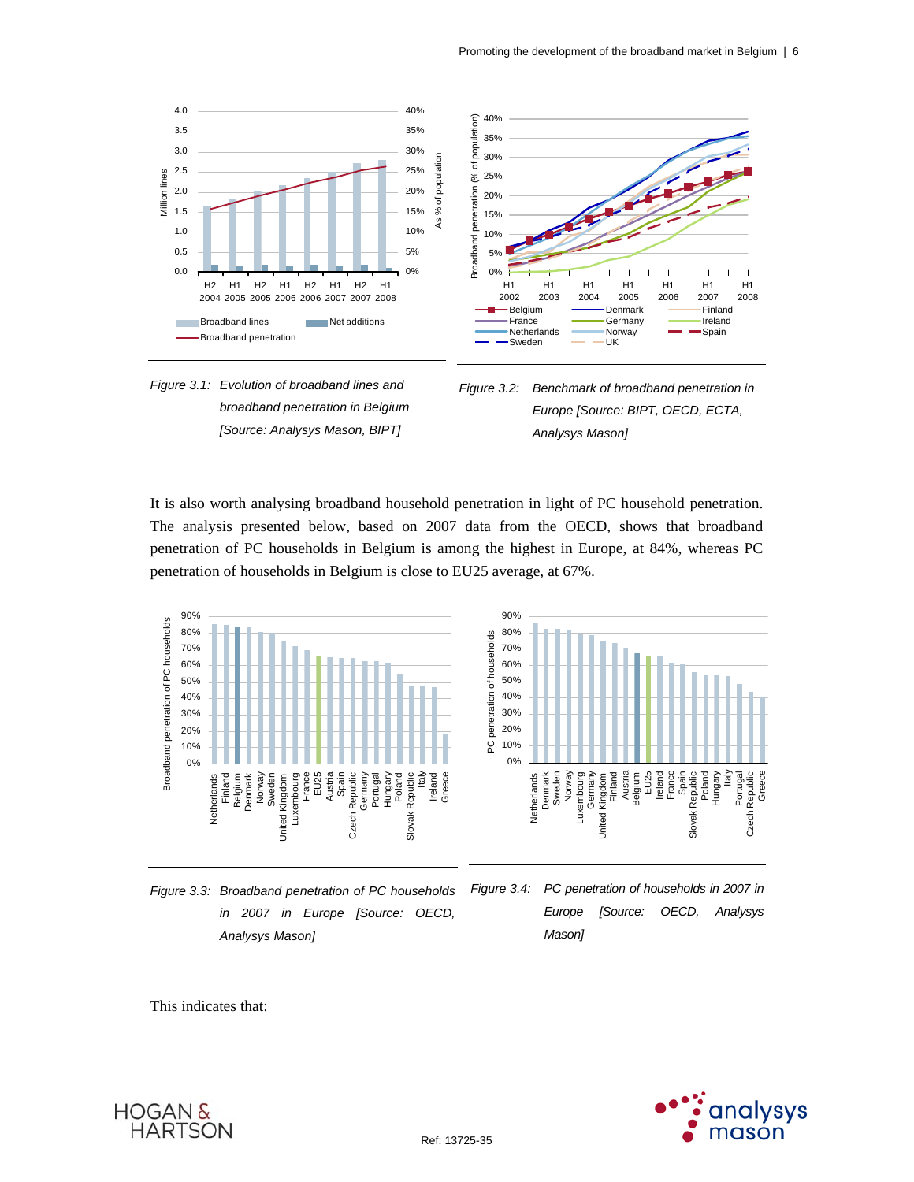*Figure 3.1: Evolution of broadband lines and broadband penetration in Belgium [Source: Analysys Mason, BIPT]*

*Figure 3.2: Benchmark of broadband penetration in Europe [Source: BIPT, OECD, ECTA, Analysys Mason]*

It is also worth analysing broadband household penetration in light of PC household penetration. The analysis presented below, based on 2007 data from the OECD, shows that broadband penetration of PC households in Belgium is among the highest in Europe, at 84%, whereas PC penetration of households in Belgium is close to EU25 average, at 67%.

*Figure 3.3: Broadband penetration of PC households in 2007 in Europe [Source: OECD, Analysys Mason]*

*Figure 3.4: PC penetration of households in 2007 in Europe [Source: OECD, Analysys Mason]*

This indicates that: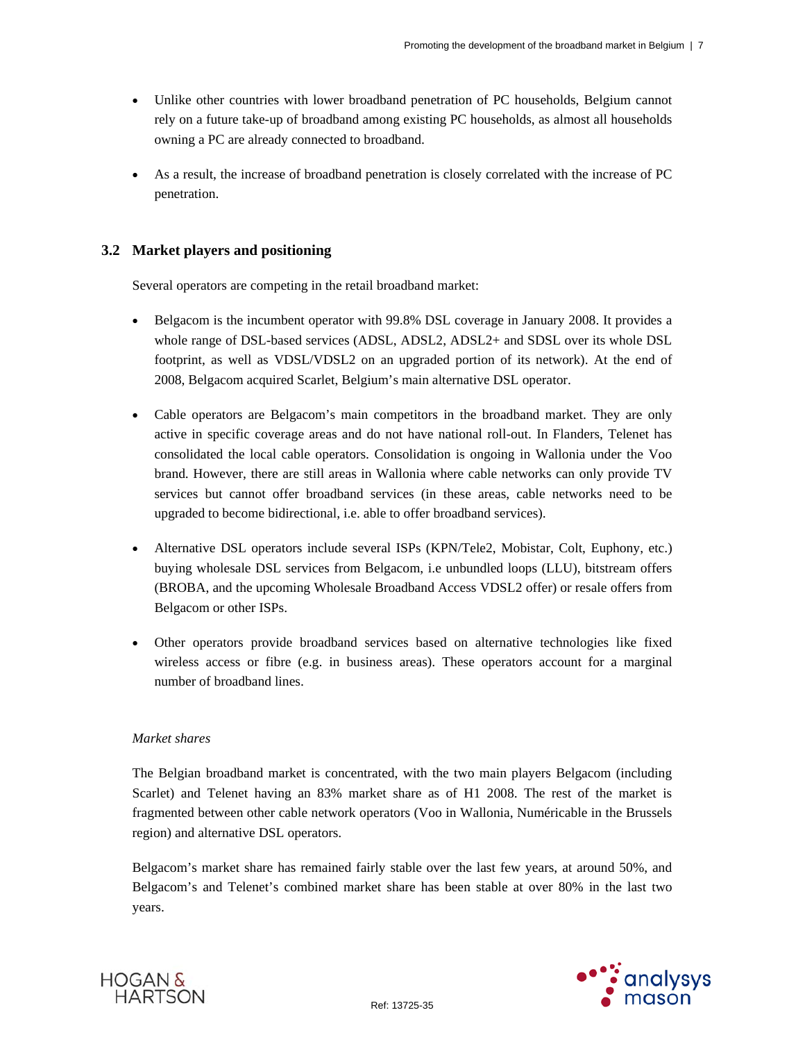- Unlike other countries with lower broadband penetration of PC households, Belgium cannot rely on a future take-up of broadband among existing PC households, as almost all households owning a PC are already connected to broadband.
- As a result, the increase of broadband penetration is closely correlated with the increase of PC penetration.

## 3.2 Market players and positioning

Several operators are competing in the retail broadband market:

- Belgacom is the incumbent operator with 99.8% DSL coverage in January 2008. It provides a whole range of DSL-based services (ADSL, ADSL2, ADSL2+ and SDSL over its whole DSL footprint, as well as VDSL/VDSL2 on an upgraded portion of its network). At the end of 2008, Belgacom acquired Scarlet, Belgium's main alternative DSL operator.
- Cable operators are Belgacom's main competitors in the broadband market. They are only active in specific coverage areas and do not have national roll-out. In Flanders, Telenet has consolidated the local cable operators. Consolidation is ongoing in Wallonia under the Voo brand. However, there are still areas in Wallonia where cable networks can only provide TV services but cannot offer broadband services (in these areas, cable networks need to be upgraded to become bidirectional, i.e. able to offer broadband services).
- Alternative DSL operators include several ISPs (KPN/Tele2, Mobistar, Colt, Euphony, etc.) buying wholesale DSL services from Belgacom, i.e unbundled loops (LLU), bitstream offers (BROBA, and the upcoming Wholesale Broadband Access VDSL2 offer) or resale offers from Belgacom or other ISPs.
- Other operators provide broadband services based on alternative technologies like fixed wireless access or fibre (e.g. in business areas). These operators account for a marginal number of broadband lines.

*Market shares*

The Belgian broadband market is concentrated, with the two main players Belgacom (including Scarlet) and Telenet having an 83% market share as of H1 2008. The rest of the market is fragmented between other cable network operators (Voo in Wallonia, Numéricable in the Brussels region) and alternative DSL operators.

Belgacom's market share has remained fairly stable over the last few years, at around 50%, and Belgacom's and Telenet's combined market share has been stable at over 80% in the last two years.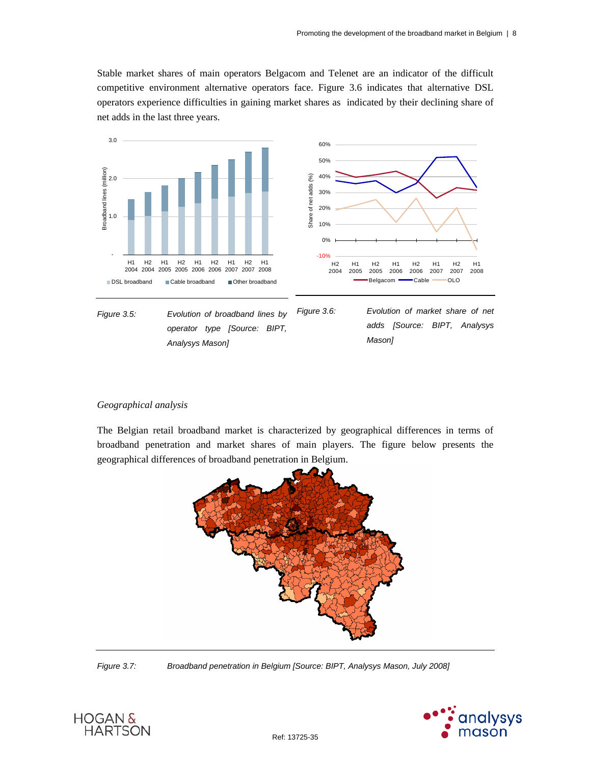Stable market shares of main operators Belgacom and Telenet are an indicator of the difficult competitive environment alternative operators face. Figure 3.6 indicates that alternative DSL operators experience difficulties in gaining market shares as indicated by their declining share of net adds in the last three years.

*Figure 3.5: Evolution of broadband lines by operator type [Source: BIPT, Analysys Mason]*

*Figure 3.6: Evolution of market share of net adds [Source: BIPT, Analysys Mason]*

*Geographical analysis*

The Belgian retail broadband market is characterized by geographical differences in terms of broadband penetration and market shares of main players. The figure below presents the geographical differences of broadband penetration in Belgium.

*Figure 3.7: Broadband penetration in Belgium [Source: BIPT, Analysys Mason, July 2008]*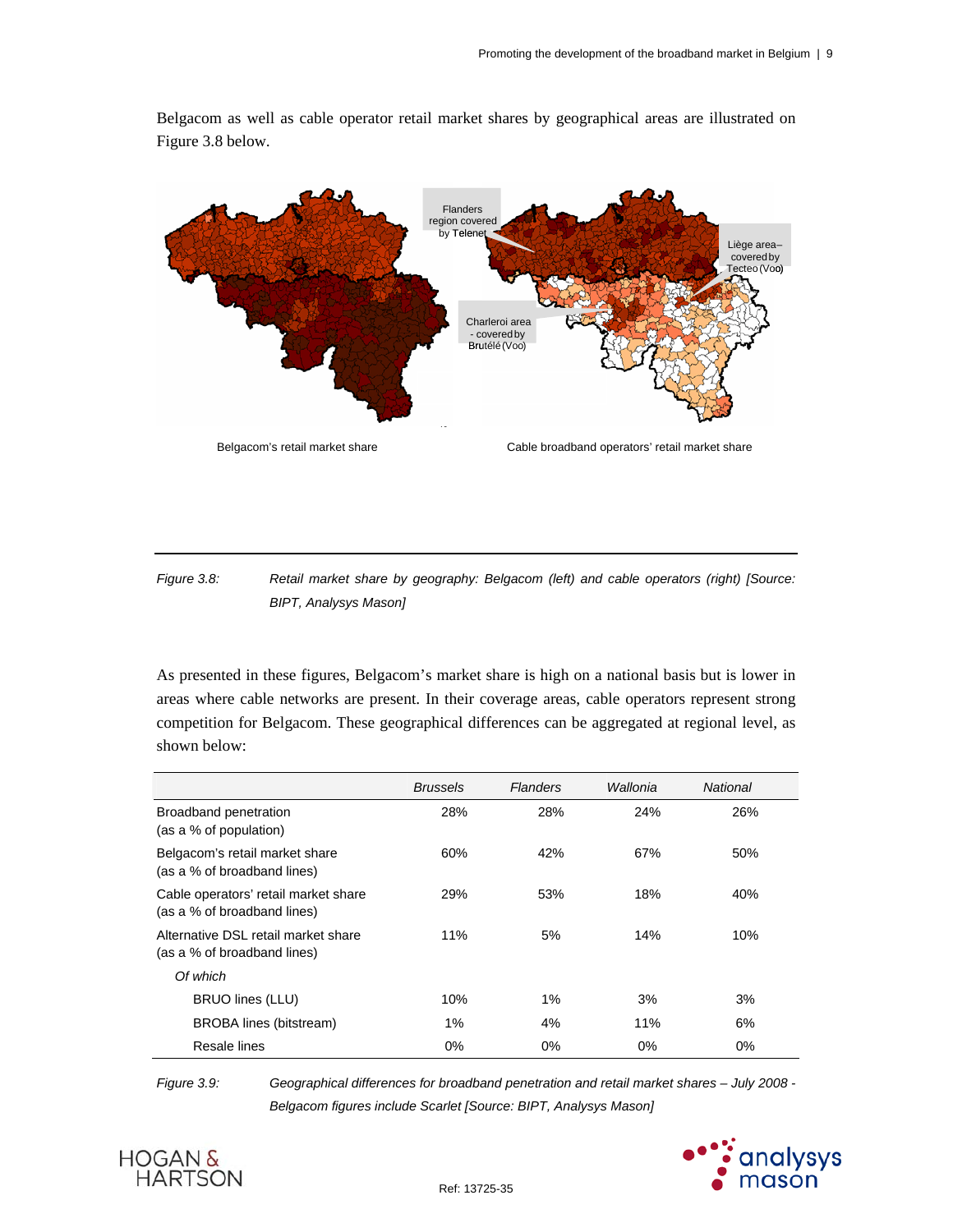Belgacom as well as cable operator retail market shares by geographical areas are illustrated on Figure 3.8 below.

Flanders region covered by Telenet

Liège area– covered by Tecteo (Voo)

Charleroi area - covered by Brutélé (Voo)

Belgacom's retail market share

Cable broadband operators' retail market share

*Figure 3.8: Retail market share by geography: Belgacom (left) and cable operators (right) [Source: BIPT, Analysys Mason]*

As presented in these figures, Belgacom's market share is high on a national basis but is lower in areas where cable networks are present. In their coverage areas, cable operators represent strong competition for Belgacom. These geographical differences can be aggregated at regional level, as shown below:

| | *Brussels* | *Flanders* | *Wallonia* | *National* |
|---|---|---|---|---|
| Broadband penetration (as a % of population) | 28% | 28% | 24% | 26% |
| Belgacom's retail market share (as a % of broadband lines) | 60% | 42% | 67% | 50% |
| Cable operators' retail market share (as a % of broadband lines) | 29% | 53% | 18% | 40% |
| Alternative DSL retail market share (as a % of broadband lines) | 11% | 5% | 14% | 10% |
| *Of which* | | | | |
| BRUO lines (LLU) | 10% | 1% | 3% | 3% |
| BROBA lines (bitstream) | 1% | 4% | 11% | 6% |
| Resale lines | 0% | 0% | 0% | 0% |

*Figure 3.9: Geographical differences for broadband penetration and retail market shares – July 2008 - Belgacom figures include Scarlet [Source: BIPT, Analysys Mason]*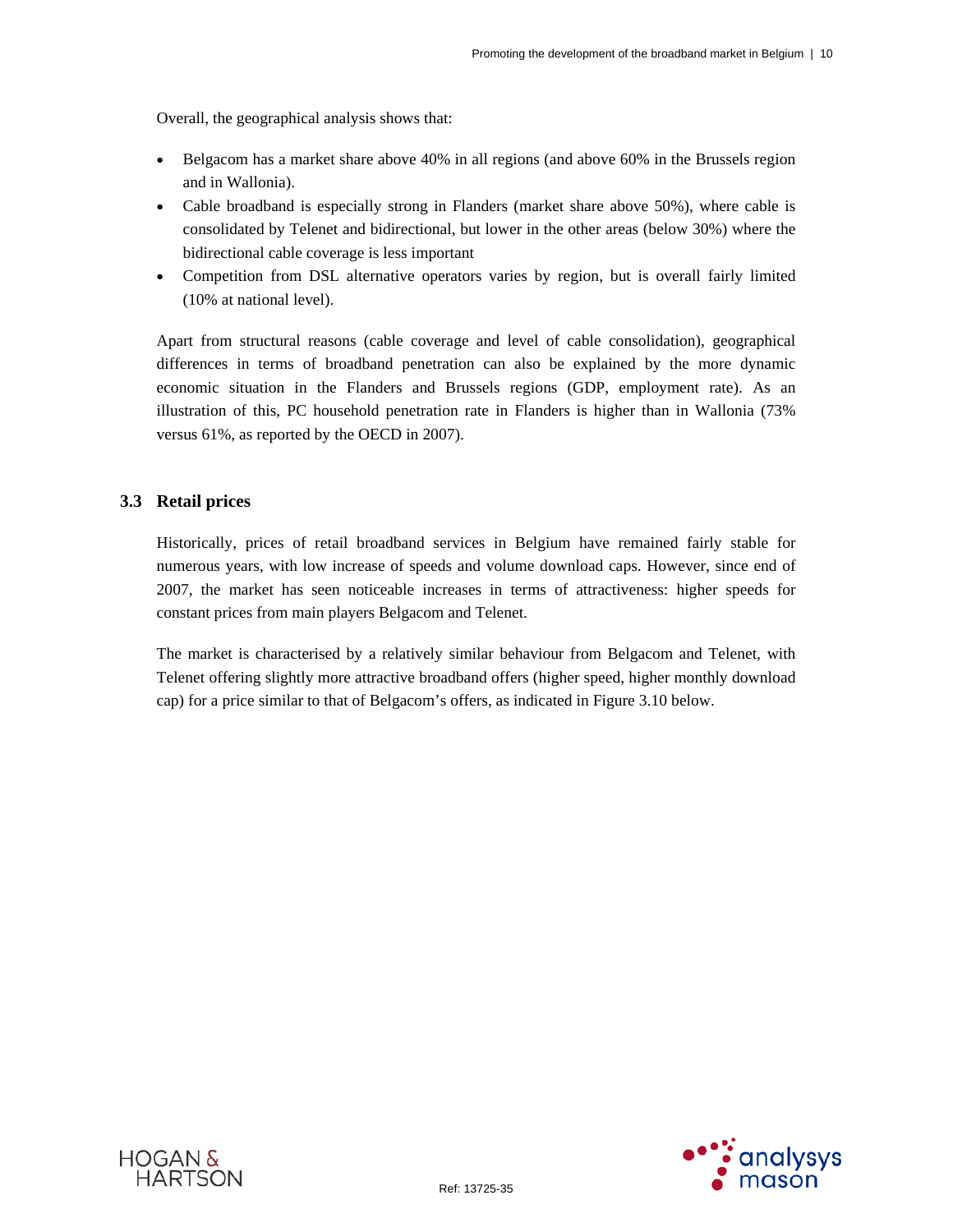Overall, the geographical analysis shows that:

- Belgacom has a market share above 40% in all regions (and above 60% in the Brussels region and in Wallonia).
- Cable broadband is especially strong in Flanders (market share above 50%), where cable is consolidated by Telenet and bidirectional, but lower in the other areas (below 30%) where the bidirectional cable coverage is less important
- Competition from DSL alternative operators varies by region, but is overall fairly limited (10% at national level).

Apart from structural reasons (cable coverage and level of cable consolidation), geographical differences in terms of broadband penetration can also be explained by the more dynamic economic situation in the Flanders and Brussels regions (GDP, employment rate). As an illustration of this, PC household penetration rate in Flanders is higher than in Wallonia (73% versus 61%, as reported by the OECD in 2007).

## 3.3 Retail prices

Historically, prices of retail broadband services in Belgium have remained fairly stable for numerous years, with low increase of speeds and volume download caps. However, since end of 2007, the market has seen noticeable increases in terms of attractiveness: higher speeds for constant prices from main players Belgacom and Telenet.

The market is characterised by a relatively similar behaviour from Belgacom and Telenet, with Telenet offering slightly more attractive broadband offers (higher speed, higher monthly download cap) for a price similar to that of Belgacom's offers, as indicated in Figure 3.10 below.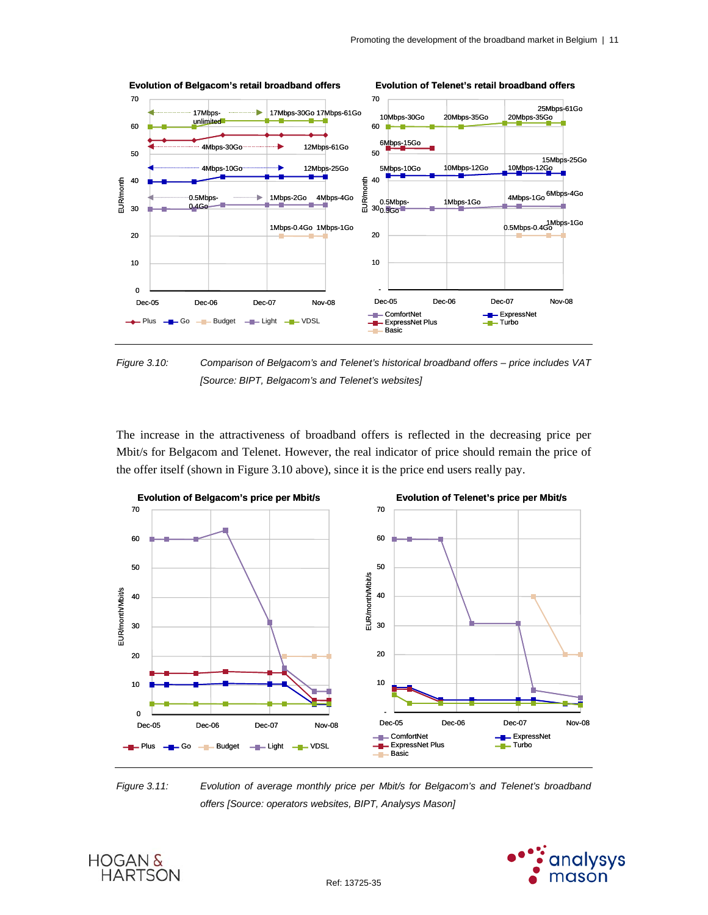Figure 3.10: *Comparison of Belgacom's and Telenet's historical broadband offers – price includes VAT [Source: BIPT, Belgacom's and Telenet's websites]*

The increase in the attractiveness of broadband offers is reflected in the decreasing price per Mbit/s for Belgacom and Telenet. However, the real indicator of price should remain the price of the offer itself (shown in Figure 3.10 above), since it is the price end users really pay.

Figure 3.11: *Evolution of average monthly price per Mbit/s for Belgacom's and Telenet's broadband offers [Source: operators websites, BIPT, Analysys Mason]*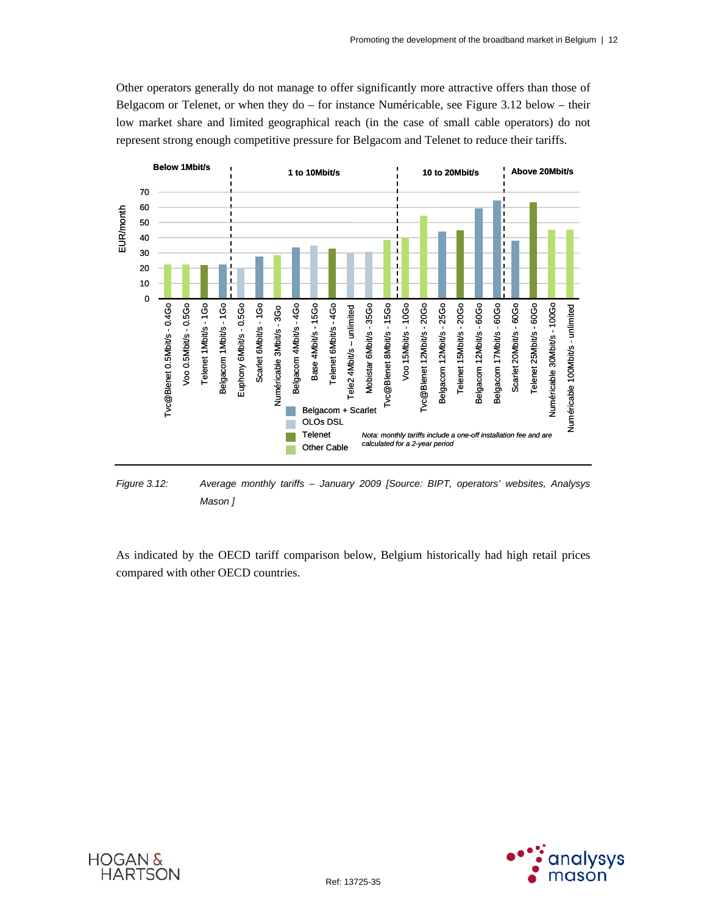Other operators generally do not manage to offer significantly more attractive offers than those of Belgacom or Telenet, or when they do – for instance Numéricable, see Figure 3.12 below – their low market share and limited geographical reach (in the case of small cable operators) do not represent strong enough competitive pressure for Belgacom and Telenet to reduce their tariffs.

Figure 3.12: *Average monthly tariffs – January 2009 [Source: BIPT, operators' websites, Analysys Mason ]*

As indicated by the OECD tariff comparison below, Belgium historically had high retail prices compared with other OECD countries.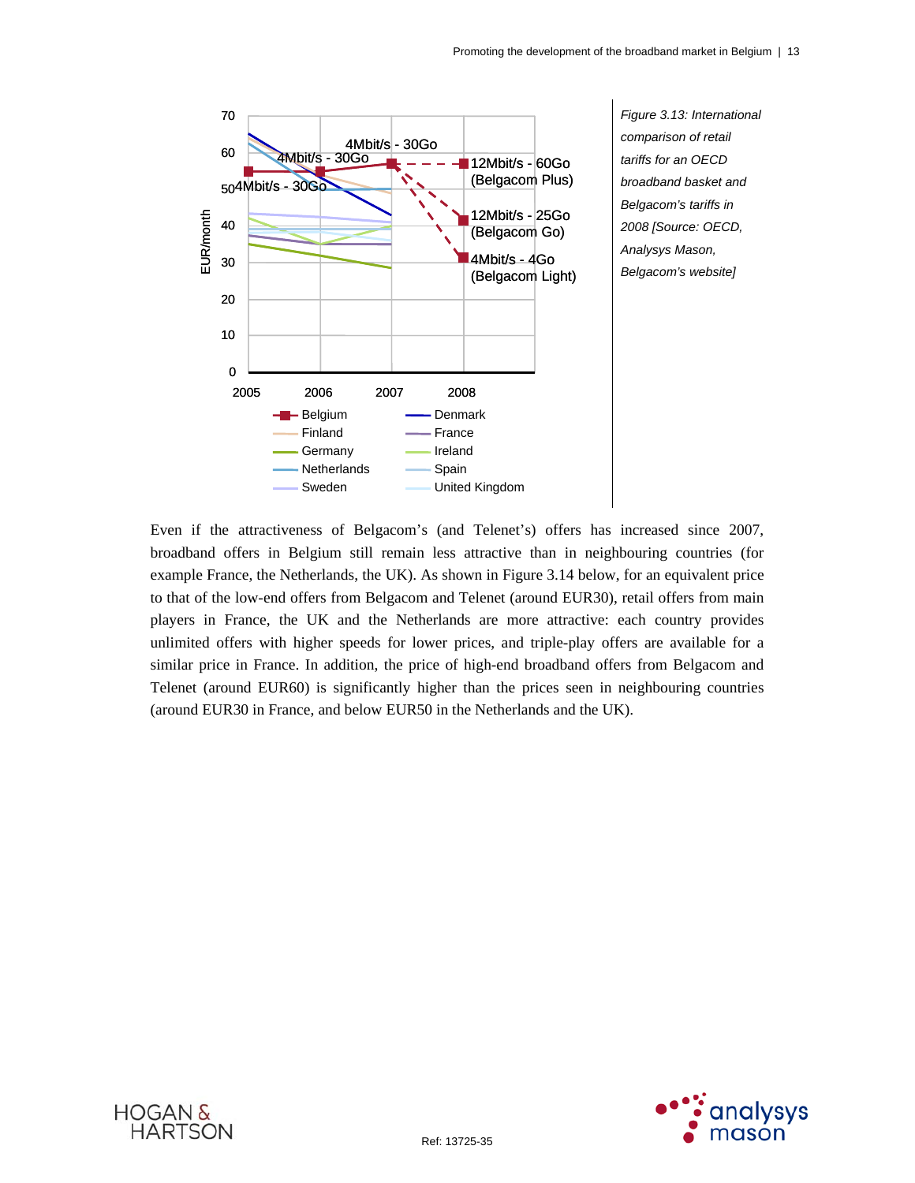*Figure 3.13: International comparison of retail tariffs for an OECD broadband basket and Belgacom's tariffs in 2008 [Source: OECD, Analysys Mason, Belgacom's website]*

Even if the attractiveness of Belgacom's (and Telenet's) offers has increased since 2007, broadband offers in Belgium still remain less attractive than in neighbouring countries (for example France, the Netherlands, the UK). As shown in Figure 3.14 below, for an equivalent price to that of the low-end offers from Belgacom and Telenet (around EUR30), retail offers from main players in France, the UK and the Netherlands are more attractive: each country provides unlimited offers with higher speeds for lower prices, and triple-play offers are available for a similar price in France. In addition, the price of high-end broadband offers from Belgacom and Telenet (around EUR60) is significantly higher than the prices seen in neighbouring countries (around EUR30 in France, and below EUR50 in the Netherlands and the UK).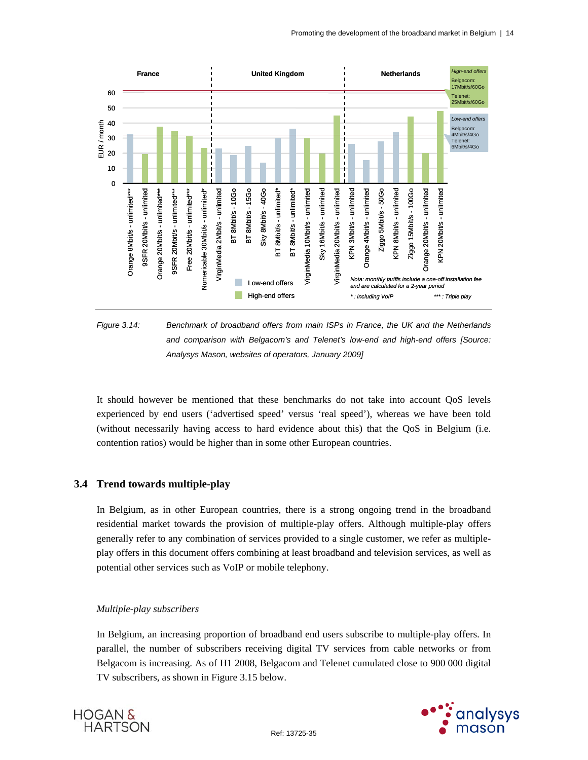Figure 3.14: Benchmark of broadband offers from main ISPs in France, the UK and the Netherlands and comparison with Belgacom's and Telenet's low-end and high-end offers [Source: Analysys Mason, websites of operators, January 2009]

It should however be mentioned that these benchmarks do not take into account QoS levels experienced by end users ('advertised speed' versus 'real speed'), whereas we have been told (without necessarily having access to hard evidence about this) that the QoS in Belgium (i.e. contention ratios) would be higher than in some other European countries.

## 3.4 Trend towards multiple-play

In Belgium, as in other European countries, there is a strong ongoing trend in the broadband residential market towards the provision of multiple-play offers. Although multiple-play offers generally refer to any combination of services provided to a single customer, we refer as multiple-play offers in this document offers combining at least broadband and television services, as well as potential other services such as VoIP or mobile telephony.

*Multiple-play subscribers*

In Belgium, an increasing proportion of broadband end users subscribe to multiple-play offers. In parallel, the number of subscribers receiving digital TV services from cable networks or from Belgacom is increasing. As of H1 2008, Belgacom and Telenet cumulated close to 900 000 digital TV subscribers, as shown in Figure 3.15 below.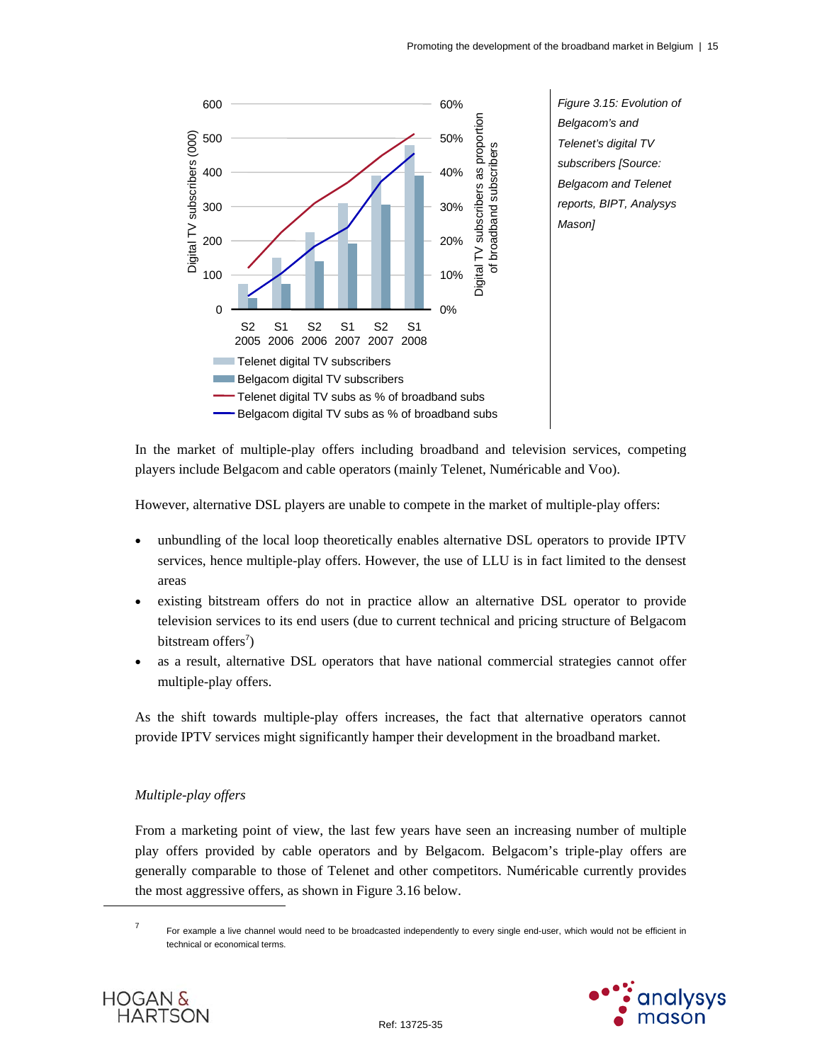*Figure 3.15: Evolution of Belgacom's and Telenet's digital TV subscribers [Source: Belgacom and Telenet reports, BIPT, Analysys Mason]*

In the market of multiple-play offers including broadband and television services, competing players include Belgacom and cable operators (mainly Telenet, Numéricable and Voo).

However, alternative DSL players are unable to compete in the market of multiple-play offers:

- unbundling of the local loop theoretically enables alternative DSL operators to provide IPTV services, hence multiple-play offers. However, the use of LLU is in fact limited to the densest areas
- existing bitstream offers do not in practice allow an alternative DSL operator to provide television services to its end users (due to current technical and pricing structure of Belgacom bitstream offers[7])
- as a result, alternative DSL operators that have national commercial strategies cannot offer multiple-play offers.

As the shift towards multiple-play offers increases, the fact that alternative operators cannot provide IPTV services might significantly hamper their development in the broadband market.

*Multiple-play offers*

From a marketing point of view, the last few years have seen an increasing number of multiple play offers provided by cable operators and by Belgacom. Belgacom's triple-play offers are generally comparable to those of Telenet and other competitors. Numéricable currently provides the most aggressive offers, as shown in Figure 3.16 below.

---

[7] For example a live channel would need to be broadcasted independently to every single end-user, which would not be efficient in technical or economical terms.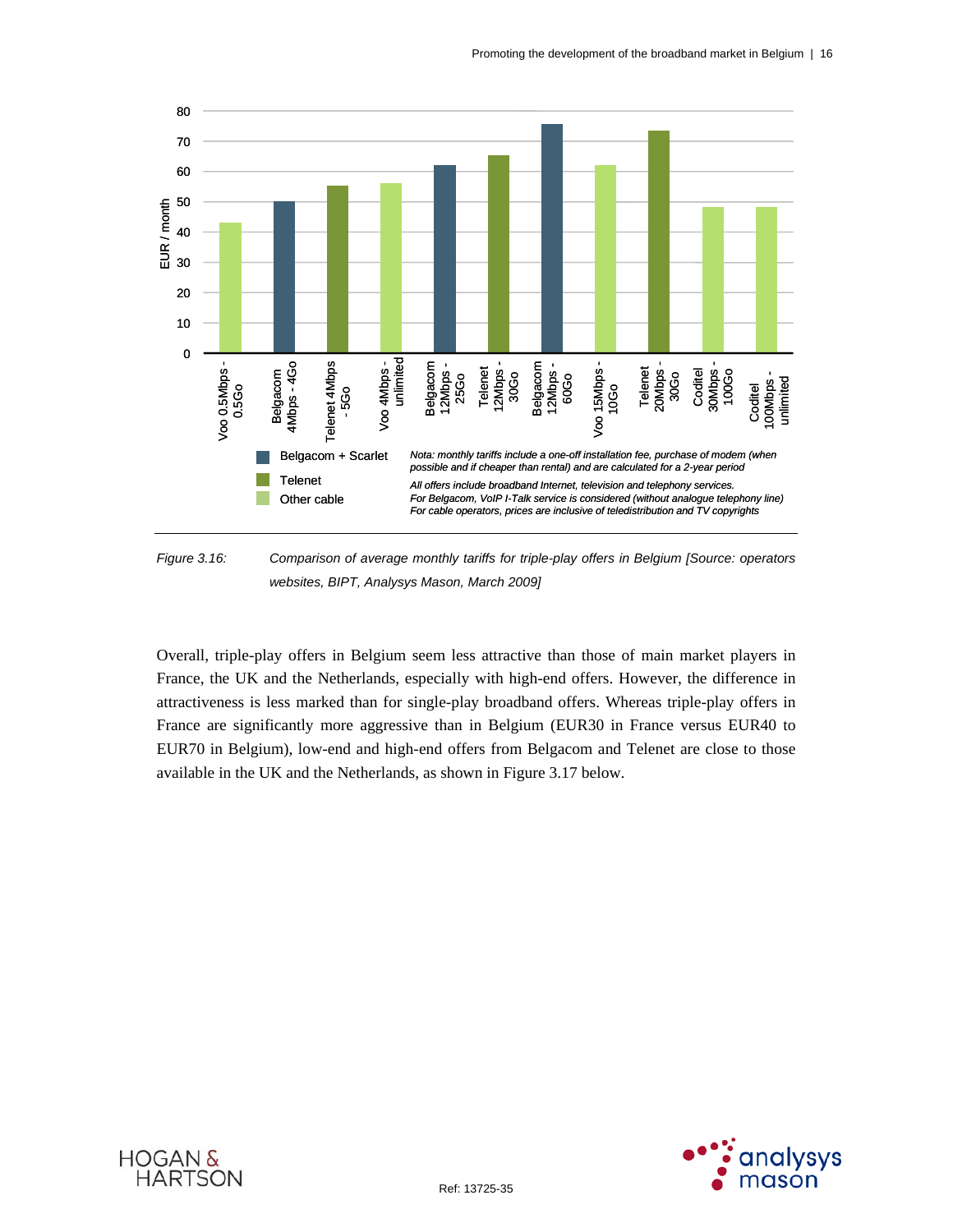Belgacom + Scarlet

Telenet

Other cable

*Nota: monthly tariffs include a one-off installation fee, purchase of modem (when possible and if cheaper than rental) and are calculated for a 2-year period*

*All offers include broadband Internet, television and telephony services.*
*For Belgacom, VoIP I-Talk service is considered (without analogue telephony line)*
*For cable operators, prices are inclusive of teledistribution and TV copyrights*

*Figure 3.16: Comparison of average monthly tariffs for triple-play offers in Belgium [Source: operators websites, BIPT, Analysys Mason, March 2009]*

Overall, triple-play offers in Belgium seem less attractive than those of main market players in France, the UK and the Netherlands, especially with high-end offers. However, the difference in attractiveness is less marked than for single-play broadband offers. Whereas triple-play offers in France are significantly more aggressive than in Belgium (EUR30 in France versus EUR40 to EUR70 in Belgium), low-end and high-end offers from Belgacom and Telenet are close to those available in the UK and the Netherlands, as shown in Figure 3.17 below.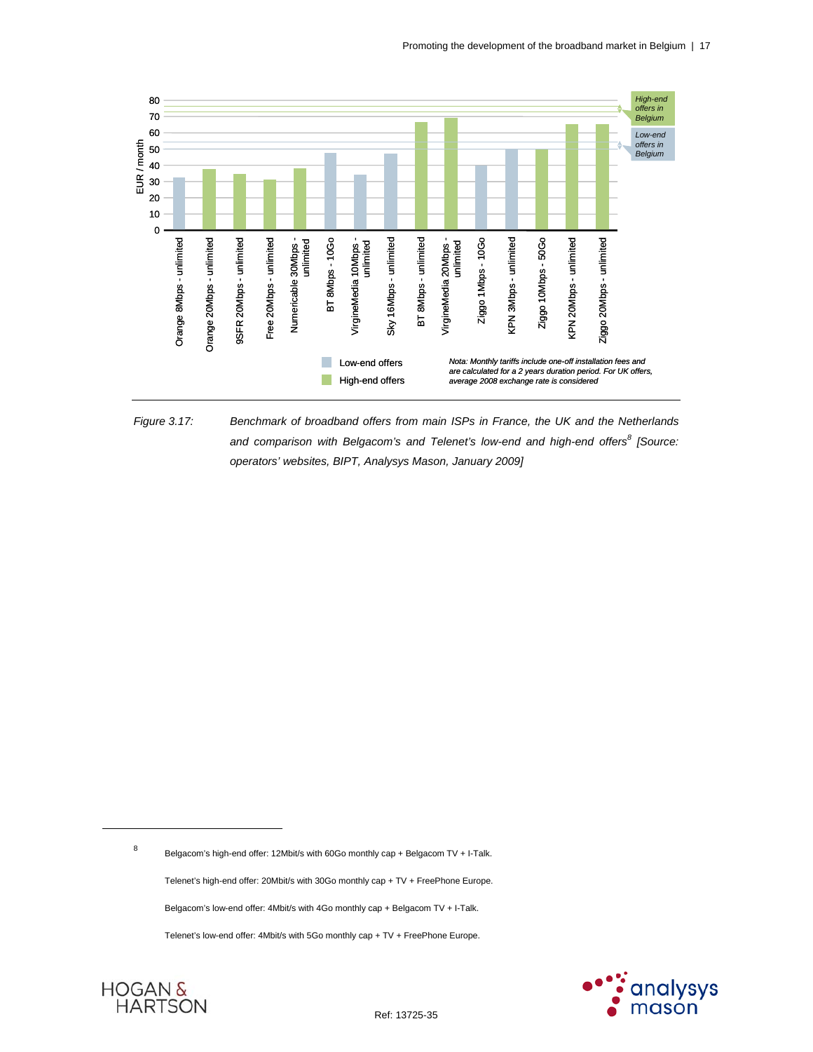Figure 3.17: *Benchmark of broadband offers from main ISPs in France, the UK and the Netherlands and comparison with Belgacom's and Telenet's low-end and high-end offers[8] [Source: operators' websites, BIPT, Analysys Mason, January 2009]*

[8] Belgacom's high-end offer: 12Mbit/s with 60Go monthly cap + Belgacom TV + I-Talk.

Telenet's high-end offer: 20Mbit/s with 30Go monthly cap + TV + FreePhone Europe.

Belgacom's low-end offer: 4Mbit/s with 4Go monthly cap + Belgacom TV + I-Talk.

Telenet's low-end offer: 4Mbit/s with 5Go monthly cap + TV + FreePhone Europe.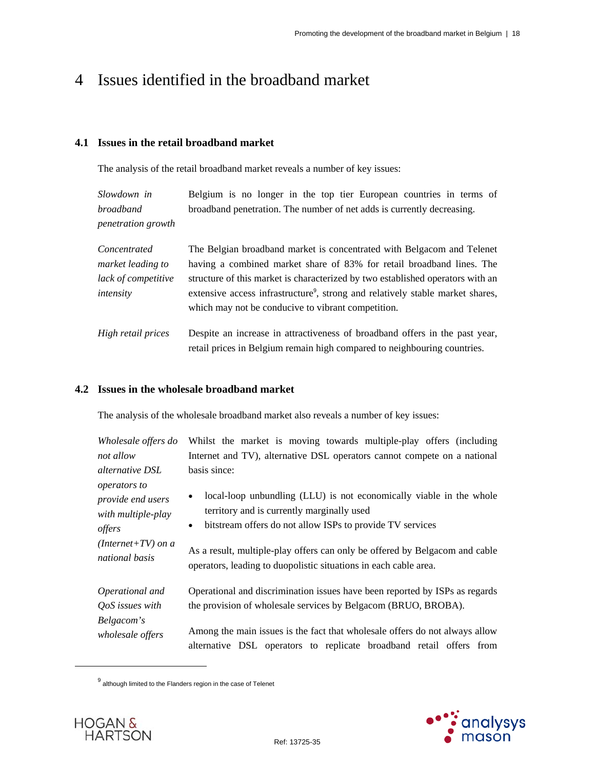# 4 Issues identified in the broadband market

## 4.1 Issues in the retail broadband market

The analysis of the retail broadband market reveals a number of key issues:

| | |
|---|---|
| *Slowdown in broadband penetration growth* | Belgium is no longer in the top tier European countries in terms of broadband penetration. The number of net adds is currently decreasing. |
| *Concentrated market leading to lack of competitive intensity* | The Belgian broadband market is concentrated with Belgacom and Telenet having a combined market share of 83% for retail broadband lines. The structure of this market is characterized by two established operators with an extensive access infrastructure[9], strong and relatively stable market shares, which may not be conducive to vibrant competition. |
| *High retail prices* | Despite an increase in attractiveness of broadband offers in the past year, retail prices in Belgium remain high compared to neighbouring countries. |

## 4.2 Issues in the wholesale broadband market

The analysis of the wholesale broadband market also reveals a number of key issues:

| | |
|---|---|
| *Wholesale offers do not allow alternative DSL operators to provide end users with multiple-play offers (Internet+TV) on a national basis* | Whilst the market is moving towards multiple-play offers (including Internet and TV), alternative DSL operators cannot compete on a national basis since: <br>• local-loop unbundling (LLU) is not economically viable in the whole territory and is currently marginally used <br>• bitstream offers do not allow ISPs to provide TV services <br><br>As a result, multiple-play offers can only be offered by Belgacom and cable operators, leading to duopolistic situations in each cable area. |
| *Operational and QoS issues with Belgacom's wholesale offers* | Operational and discrimination issues have been reported by ISPs as regards the provision of wholesale services by Belgacom (BRUO, BROBA). <br><br>Among the main issues is the fact that wholesale offers do not always allow alternative DSL operators to replicate broadband retail offers from |

[9] although limited to the Flanders region in the case of Telenet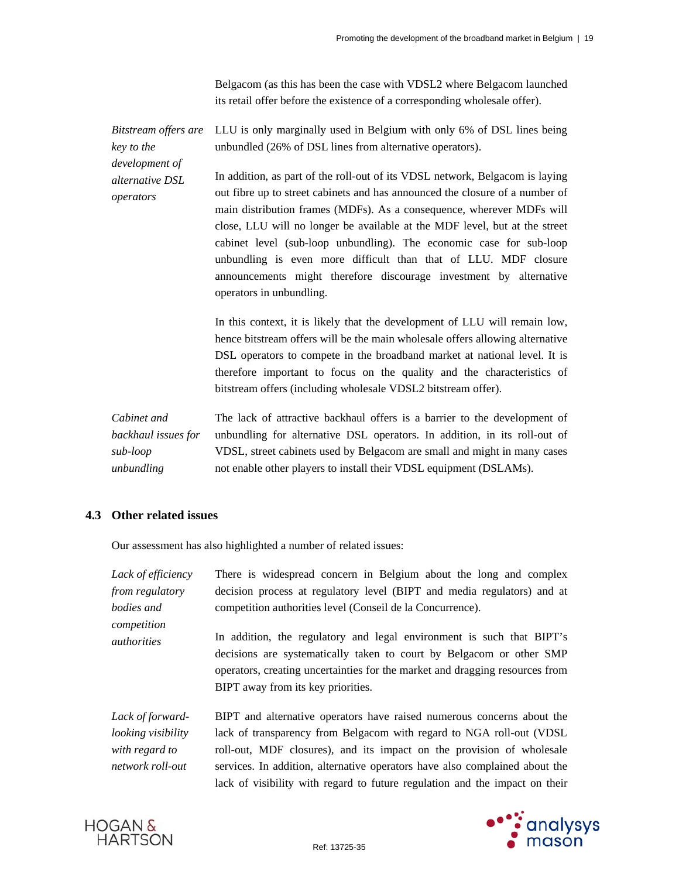Belgacom (as this has been the case with VDSL2 where Belgacom launched its retail offer before the existence of a corresponding wholesale offer).

*Bitstream offers are key to the development of alternative DSL operators*

LLU is only marginally used in Belgium with only 6% of DSL lines being unbundled (26% of DSL lines from alternative operators).

In addition, as part of the roll-out of its VDSL network, Belgacom is laying out fibre up to street cabinets and has announced the closure of a number of main distribution frames (MDFs). As a consequence, wherever MDFs will close, LLU will no longer be available at the MDF level, but at the street cabinet level (sub-loop unbundling). The economic case for sub-loop unbundling is even more difficult than that of LLU. MDF closure announcements might therefore discourage investment by alternative operators in unbundling.

In this context, it is likely that the development of LLU will remain low, hence bitstream offers will be the main wholesale offers allowing alternative DSL operators to compete in the broadband market at national level. It is therefore important to focus on the quality and the characteristics of bitstream offers (including wholesale VDSL2 bitstream offer).

*Cabinet and backhaul issues for sub-loop unbundling*

The lack of attractive backhaul offers is a barrier to the development of unbundling for alternative DSL operators. In addition, in its roll-out of VDSL, street cabinets used by Belgacom are small and might in many cases not enable other players to install their VDSL equipment (DSLAMs).

## 4.3 Other related issues

Our assessment has also highlighted a number of related issues:

*Lack of efficiency from regulatory bodies and competition authorities*

There is widespread concern in Belgium about the long and complex decision process at regulatory level (BIPT and media regulators) and at competition authorities level (Conseil de la Concurrence).

In addition, the regulatory and legal environment is such that BIPT's decisions are systematically taken to court by Belgacom or other SMP operators, creating uncertainties for the market and dragging resources from BIPT away from its key priorities.

*Lack of forward-looking visibility with regard to network roll-out*

BIPT and alternative operators have raised numerous concerns about the lack of transparency from Belgacom with regard to NGA roll-out (VDSL roll-out, MDF closures), and its impact on the provision of wholesale services. In addition, alternative operators have also complained about the lack of visibility with regard to future regulation and the impact on their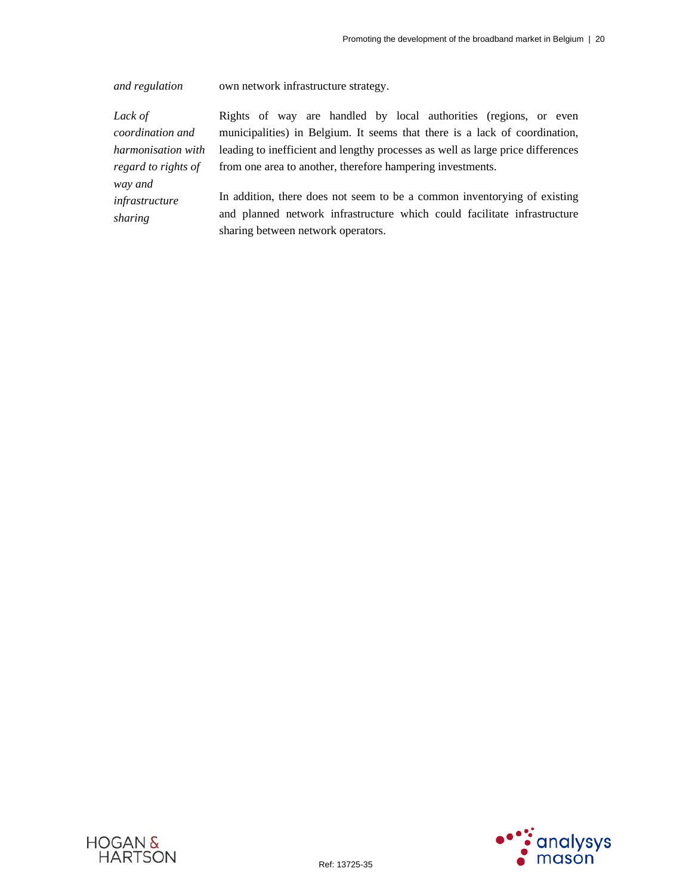| | |
|---|---|
| *and regulation* | own network infrastructure strategy. |
| *Lack of coordination and harmonisation with regard to rights of way and infrastructure sharing* | Rights of way are handled by local authorities (regions, or even municipalities) in Belgium. It seems that there is a lack of coordination, leading to inefficient and lengthy processes as well as large price differences from one area to another, therefore hampering investments.<br><br>In addition, there does not seem to be a common inventorying of existing and planned network infrastructure which could facilitate infrastructure sharing between network operators. |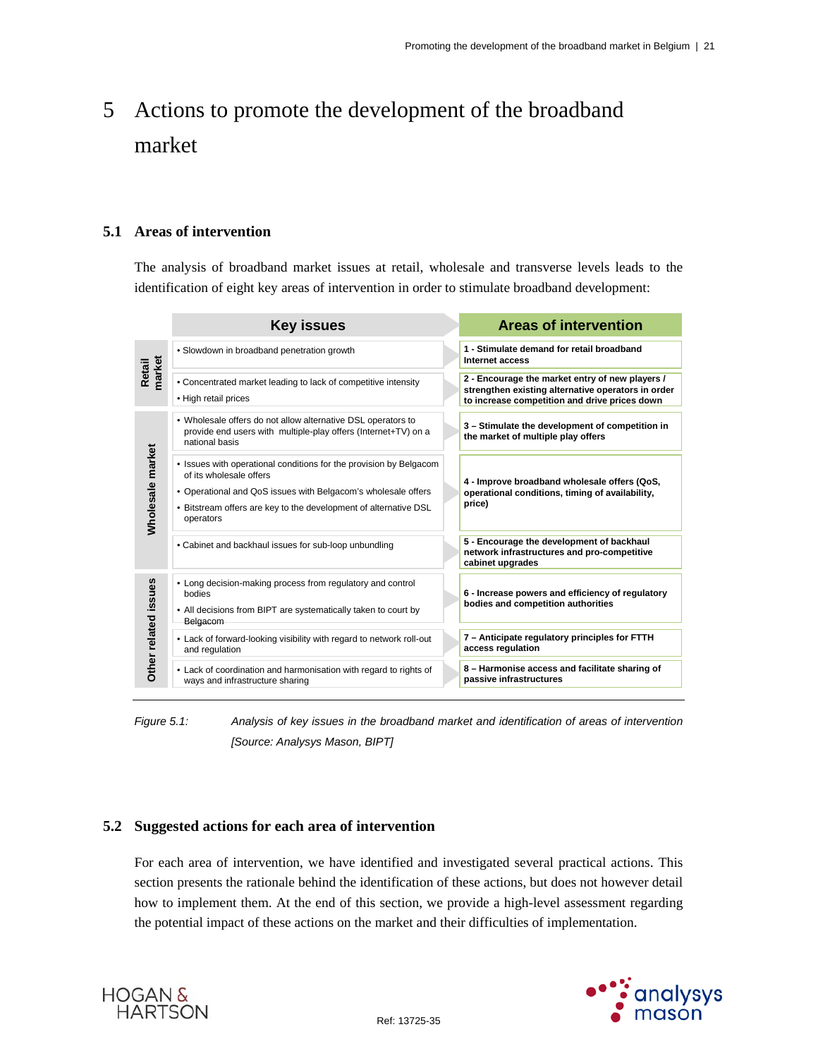# 5 Actions to promote the development of the broadband market

## 5.1 Areas of intervention

The analysis of broadband market issues at retail, wholesale and transverse levels leads to the identification of eight key areas of intervention in order to stimulate broadband development:

| | Key issues | Areas of intervention |
|---|---|---|
| Retail market | • Slowdown in broadband penetration growth | **1 - Stimulate demand for retail broadband Internet access** |
| Retail market | • Concentrated market leading to lack of competitive intensity<br>• High retail prices | **2 - Encourage the market entry of new players / strengthen existing alternative operators in order to increase competition and drive prices down** |
| Wholesale market | • Wholesale offers do not allow alternative DSL operators to provide end users with multiple-play offers (Internet+TV) on a national basis | **3 – Stimulate the development of competition in the market of multiple play offers** |
| Wholesale market | • Issues with operational conditions for the provision by Belgacom of its wholesale offers<br>• Operational and QoS issues with Belgacom's wholesale offers<br>• Bitstream offers are key to the development of alternative DSL operators | **4 - Improve broadband wholesale offers (QoS, operational conditions, timing of availability, price)** |
| Wholesale market | • Cabinet and backhaul issues for sub-loop unbundling | **5 - Encourage the development of backhaul network infrastructures and pro-competitive cabinet upgrades** |
| Other related issues | • Long decision-making process from regulatory and control bodies<br>• All decisions from BIPT are systematically taken to court by Belgacom | **6 - Increase powers and efficiency of regulatory bodies and competition authorities** |
| Other related issues | • Lack of forward-looking visibility with regard to network roll-out and regulation | **7 – Anticipate regulatory principles for FTTH access regulation** |
| Other related issues | • Lack of coordination and harmonisation with regard to rights of ways and infrastructure sharing | **8 – Harmonise access and facilitate sharing of passive infrastructures** |

*Figure 5.1: Analysis of key issues in the broadband market and identification of areas of intervention [Source: Analysys Mason, BIPT]*

## 5.2 Suggested actions for each area of intervention

For each area of intervention, we have identified and investigated several practical actions. This section presents the rationale behind the identification of these actions, but does not however detail how to implement them. At the end of this section, we provide a high-level assessment regarding the potential impact of these actions on the market and their difficulties of implementation.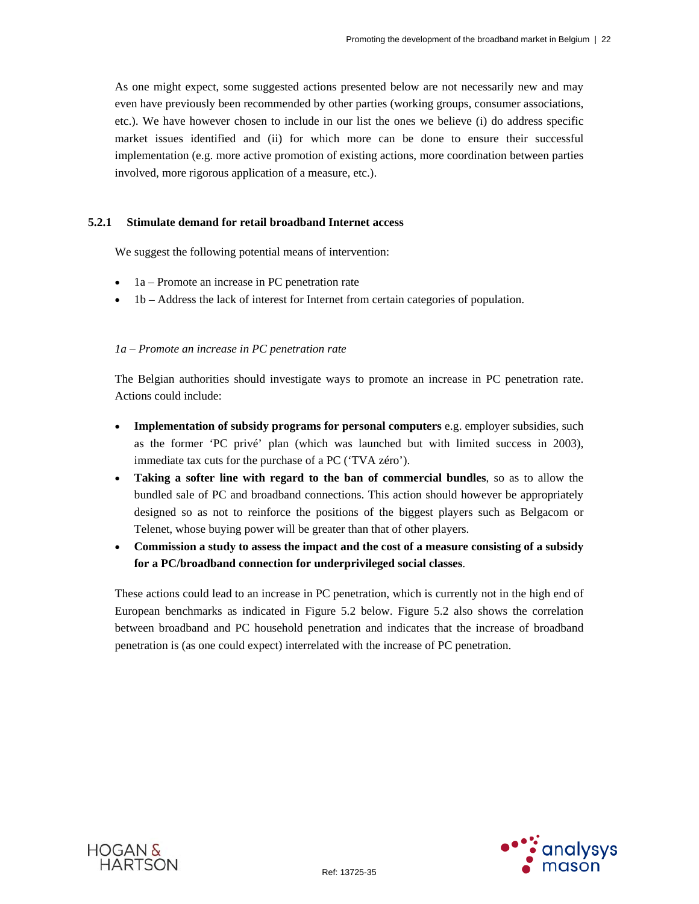As one might expect, some suggested actions presented below are not necessarily new and may even have previously been recommended by other parties (working groups, consumer associations, etc.). We have however chosen to include in our list the ones we believe (i) do address specific market issues identified and (ii) for which more can be done to ensure their successful implementation (e.g. more active promotion of existing actions, more coordination between parties involved, more rigorous application of a measure, etc.).

### 5.2.1 Stimulate demand for retail broadband Internet access

We suggest the following potential means of intervention:

- 1a – Promote an increase in PC penetration rate
- 1b – Address the lack of interest for Internet from certain categories of population.

*1a – Promote an increase in PC penetration rate*

The Belgian authorities should investigate ways to promote an increase in PC penetration rate. Actions could include:

- **Implementation of subsidy programs for personal computers** e.g. employer subsidies, such as the former 'PC privé' plan (which was launched but with limited success in 2003), immediate tax cuts for the purchase of a PC ('TVA zéro').
- **Taking a softer line with regard to the ban of commercial bundles**, so as to allow the bundled sale of PC and broadband connections. This action should however be appropriately designed so as not to reinforce the positions of the biggest players such as Belgacom or Telenet, whose buying power will be greater than that of other players.
- **Commission a study to assess the impact and the cost of a measure consisting of a subsidy for a PC/broadband connection for underprivileged social classes**.

These actions could lead to an increase in PC penetration, which is currently not in the high end of European benchmarks as indicated in Figure 5.2 below. Figure 5.2 also shows the correlation between broadband and PC household penetration and indicates that the increase of broadband penetration is (as one could expect) interrelated with the increase of PC penetration.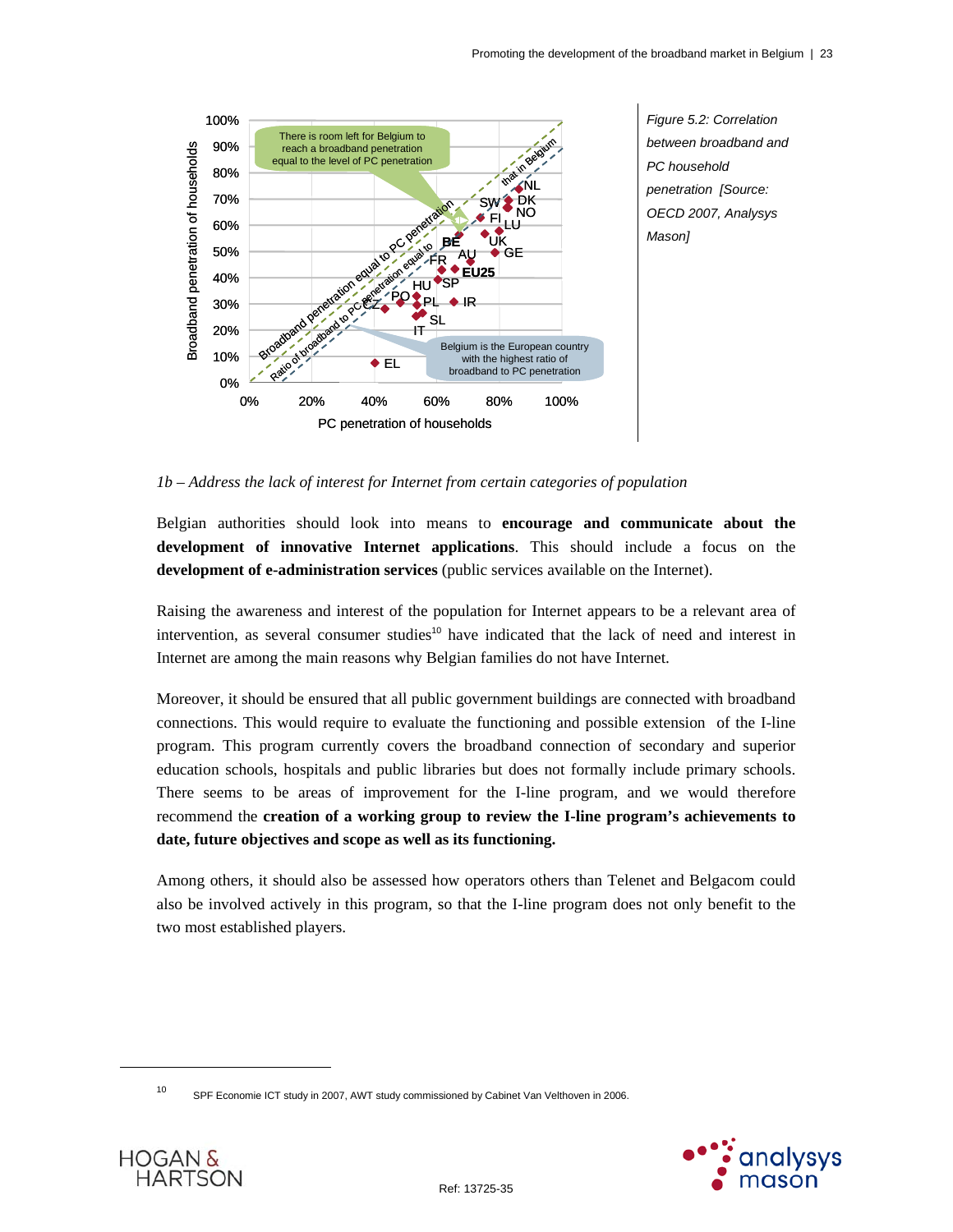*Figure 5.2: Correlation between broadband and PC household penetration [Source: OECD 2007, Analysys Mason]*

*1b – Address the lack of interest for Internet from certain categories of population*

Belgian authorities should look into means to **encourage and communicate about the development of innovative Internet applications**. This should include a focus on the **development of e-administration services** (public services available on the Internet).

Raising the awareness and interest of the population for Internet appears to be a relevant area of intervention, as several consumer studies[10] have indicated that the lack of need and interest in Internet are among the main reasons why Belgian families do not have Internet.

Moreover, it should be ensured that all public government buildings are connected with broadband connections. This would require to evaluate the functioning and possible extension of the I-line program. This program currently covers the broadband connection of secondary and superior education schools, hospitals and public libraries but does not formally include primary schools. There seems to be areas of improvement for the I-line program, and we would therefore recommend the **creation of a working group to review the I-line program's achievements to date, future objectives and scope as well as its functioning.**

Among others, it should also be assessed how operators others than Telenet and Belgacom could also be involved actively in this program, so that the I-line program does not only benefit to the two most established players.

[10] SPF Economie ICT study in 2007, AWT study commissioned by Cabinet Van Velthoven in 2006.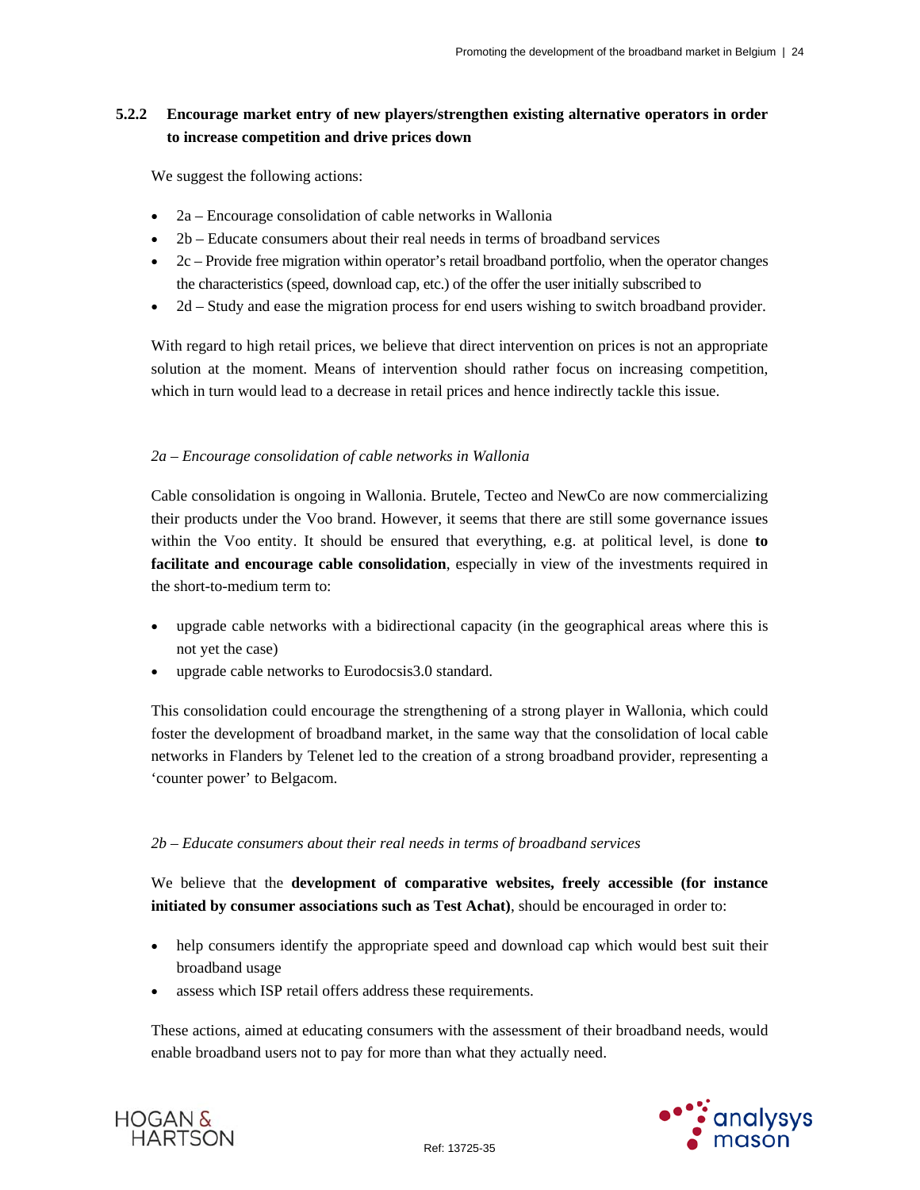### 5.2.2 Encourage market entry of new players/strengthen existing alternative operators in order to increase competition and drive prices down

We suggest the following actions:

- 2a – Encourage consolidation of cable networks in Wallonia
- 2b – Educate consumers about their real needs in terms of broadband services
- 2c – Provide free migration within operator's retail broadband portfolio, when the operator changes the characteristics (speed, download cap, etc.) of the offer the user initially subscribed to
- 2d – Study and ease the migration process for end users wishing to switch broadband provider.

With regard to high retail prices, we believe that direct intervention on prices is not an appropriate solution at the moment. Means of intervention should rather focus on increasing competition, which in turn would lead to a decrease in retail prices and hence indirectly tackle this issue.

*2a – Encourage consolidation of cable networks in Wallonia*

Cable consolidation is ongoing in Wallonia. Brutele, Tecteo and NewCo are now commercializing their products under the Voo brand. However, it seems that there are still some governance issues within the Voo entity. It should be ensured that everything, e.g. at political level, is done **to facilitate and encourage cable consolidation**, especially in view of the investments required in the short-to-medium term to:

- upgrade cable networks with a bidirectional capacity (in the geographical areas where this is not yet the case)
- upgrade cable networks to Eurodocsis3.0 standard.

This consolidation could encourage the strengthening of a strong player in Wallonia, which could foster the development of broadband market, in the same way that the consolidation of local cable networks in Flanders by Telenet led to the creation of a strong broadband provider, representing a 'counter power' to Belgacom.

*2b – Educate consumers about their real needs in terms of broadband services*

We believe that the **development of comparative websites, freely accessible (for instance initiated by consumer associations such as Test Achat)**, should be encouraged in order to:

- help consumers identify the appropriate speed and download cap which would best suit their broadband usage
- assess which ISP retail offers address these requirements.

These actions, aimed at educating consumers with the assessment of their broadband needs, would enable broadband users not to pay for more than what they actually need.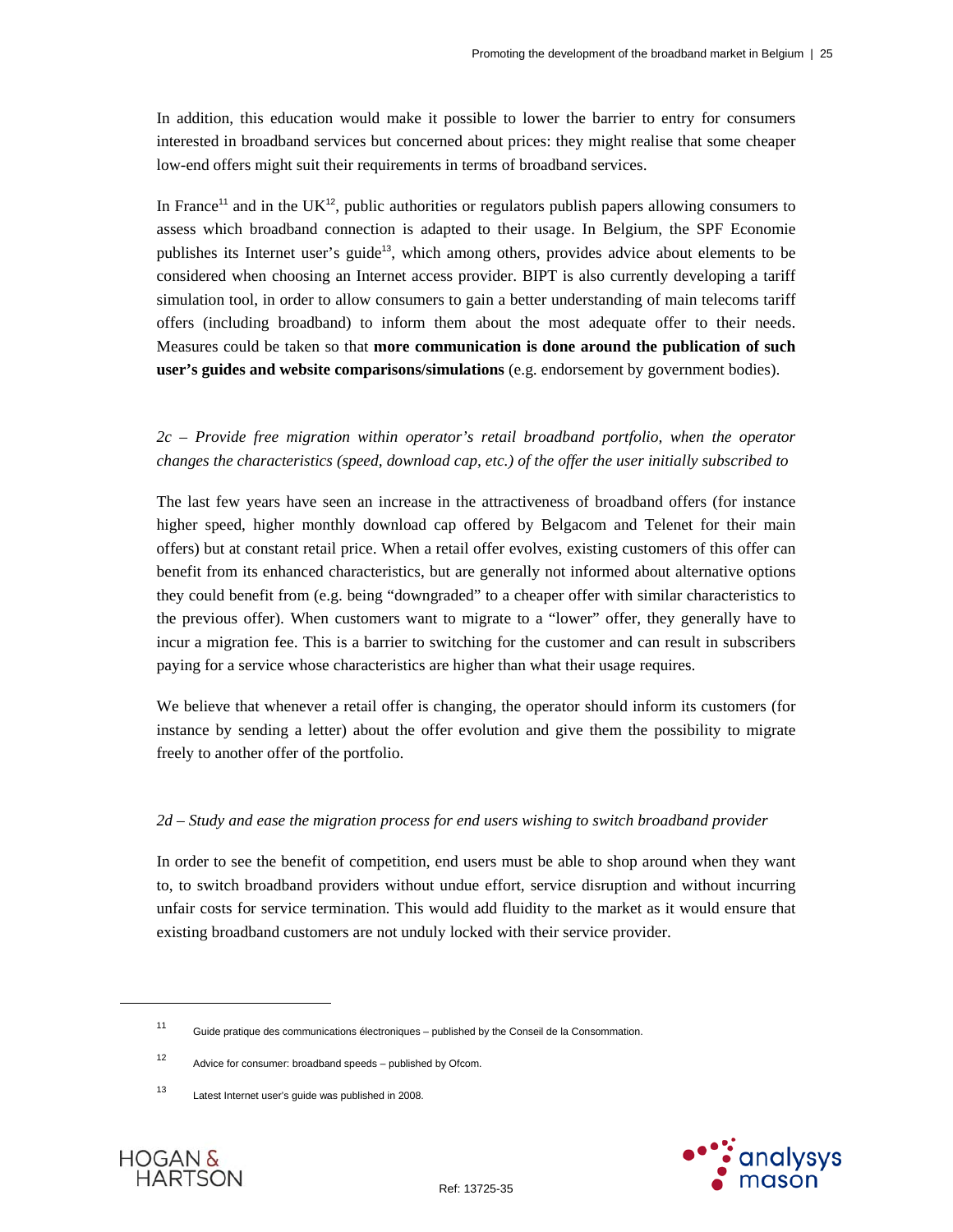In addition, this education would make it possible to lower the barrier to entry for consumers interested in broadband services but concerned about prices: they might realise that some cheaper low-end offers might suit their requirements in terms of broadband services.

In France[11] and in the UK[12], public authorities or regulators publish papers allowing consumers to assess which broadband connection is adapted to their usage. In Belgium, the SPF Economie publishes its Internet user's guide[13], which among others, provides advice about elements to be considered when choosing an Internet access provider. BIPT is also currently developing a tariff simulation tool, in order to allow consumers to gain a better understanding of main telecoms tariff offers (including broadband) to inform them about the most adequate offer to their needs. Measures could be taken so that **more communication is done around the publication of such user's guides and website comparisons/simulations** (e.g. endorsement by government bodies).

*2c – Provide free migration within operator's retail broadband portfolio, when the operator changes the characteristics (speed, download cap, etc.) of the offer the user initially subscribed to*

The last few years have seen an increase in the attractiveness of broadband offers (for instance higher speed, higher monthly download cap offered by Belgacom and Telenet for their main offers) but at constant retail price. When a retail offer evolves, existing customers of this offer can benefit from its enhanced characteristics, but are generally not informed about alternative options they could benefit from (e.g. being "downgraded" to a cheaper offer with similar characteristics to the previous offer). When customers want to migrate to a "lower" offer, they generally have to incur a migration fee. This is a barrier to switching for the customer and can result in subscribers paying for a service whose characteristics are higher than what their usage requires.

We believe that whenever a retail offer is changing, the operator should inform its customers (for instance by sending a letter) about the offer evolution and give them the possibility to migrate freely to another offer of the portfolio.

*2d – Study and ease the migration process for end users wishing to switch broadband provider*

In order to see the benefit of competition, end users must be able to shop around when they want to, to switch broadband providers without undue effort, service disruption and without incurring unfair costs for service termination. This would add fluidity to the market as it would ensure that existing broadband customers are not unduly locked with their service provider.

---

[11] Guide pratique des communications électroniques – published by the Conseil de la Consommation.

[12] Advice for consumer: broadband speeds – published by Ofcom.

[13] Latest Internet user's guide was published in 2008.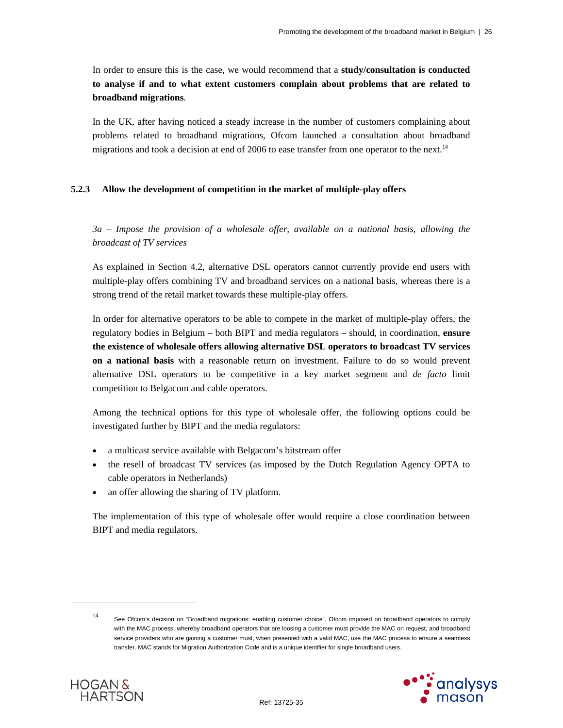In order to ensure this is the case, we would recommend that a **study/consultation is conducted to analyse if and to what extent customers complain about problems that are related to broadband migrations**.

In the UK, after having noticed a steady increase in the number of customers complaining about problems related to broadband migrations, Ofcom launched a consultation about broadband migrations and took a decision at end of 2006 to ease transfer from one operator to the next.[14]

### 5.2.3 Allow the development of competition in the market of multiple-play offers

*3a – Impose the provision of a wholesale offer, available on a national basis, allowing the broadcast of TV services*

As explained in Section 4.2, alternative DSL operators cannot currently provide end users with multiple-play offers combining TV and broadband services on a national basis, whereas there is a strong trend of the retail market towards these multiple-play offers.

In order for alternative operators to be able to compete in the market of multiple-play offers, the regulatory bodies in Belgium – both BIPT and media regulators – should, in coordination, **ensure the existence of wholesale offers allowing alternative DSL operators to broadcast TV services on a national basis** with a reasonable return on investment. Failure to do so would prevent alternative DSL operators to be competitive in a key market segment and *de facto* limit competition to Belgacom and cable operators.

Among the technical options for this type of wholesale offer, the following options could be investigated further by BIPT and the media regulators:

- a multicast service available with Belgacom's bitstream offer
- the resell of broadcast TV services (as imposed by the Dutch Regulation Agency OPTA to cable operators in Netherlands)
- an offer allowing the sharing of TV platform.

The implementation of this type of wholesale offer would require a close coordination between BIPT and media regulators.

[14] See Ofcom's decision on "Broadband migrations: enabling customer choice". Ofcom imposed on broadband operators to comply with the MAC process, whereby broadband operators that are loosing a customer must provide the MAC on request, and broadband service providers who are gaining a customer must, when presented with a valid MAC, use the MAC process to ensure a seamless transfer. MAC stands for Migration Authorization Code and is a unique identifier for single broadband users.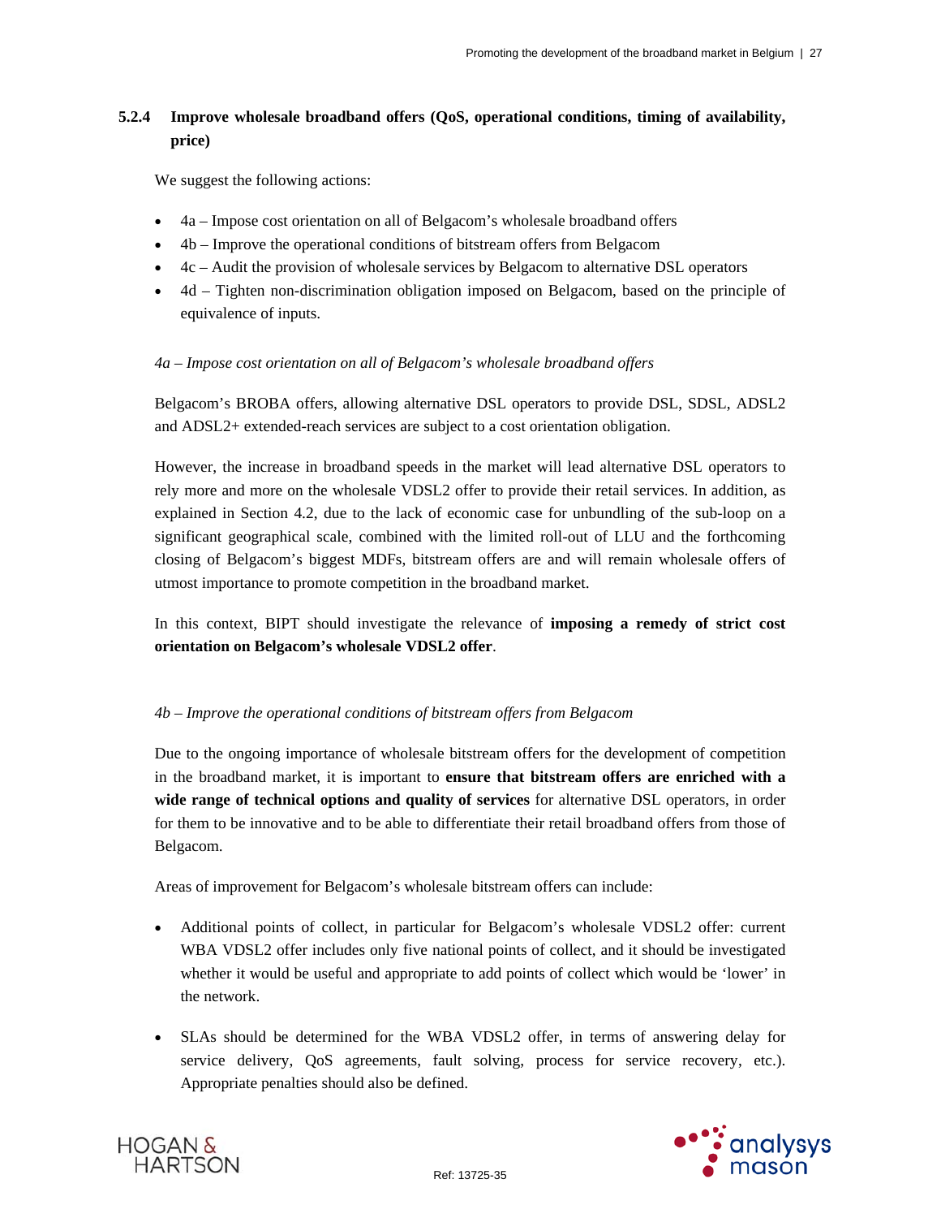### 5.2.4 Improve wholesale broadband offers (QoS, operational conditions, timing of availability, price)

We suggest the following actions:

- 4a – Impose cost orientation on all of Belgacom's wholesale broadband offers
- 4b – Improve the operational conditions of bitstream offers from Belgacom
- 4c – Audit the provision of wholesale services by Belgacom to alternative DSL operators
- 4d – Tighten non-discrimination obligation imposed on Belgacom, based on the principle of equivalence of inputs.

*4a – Impose cost orientation on all of Belgacom's wholesale broadband offers*

Belgacom's BROBA offers, allowing alternative DSL operators to provide DSL, SDSL, ADSL2 and ADSL2+ extended-reach services are subject to a cost orientation obligation.

However, the increase in broadband speeds in the market will lead alternative DSL operators to rely more and more on the wholesale VDSL2 offer to provide their retail services. In addition, as explained in Section 4.2, due to the lack of economic case for unbundling of the sub-loop on a significant geographical scale, combined with the limited roll-out of LLU and the forthcoming closing of Belgacom's biggest MDFs, bitstream offers are and will remain wholesale offers of utmost importance to promote competition in the broadband market.

In this context, BIPT should investigate the relevance of **imposing a remedy of strict cost orientation on Belgacom's wholesale VDSL2 offer**.

*4b – Improve the operational conditions of bitstream offers from Belgacom*

Due to the ongoing importance of wholesale bitstream offers for the development of competition in the broadband market, it is important to **ensure that bitstream offers are enriched with a wide range of technical options and quality of services** for alternative DSL operators, in order for them to be innovative and to be able to differentiate their retail broadband offers from those of Belgacom.

Areas of improvement for Belgacom's wholesale bitstream offers can include:

- Additional points of collect, in particular for Belgacom's wholesale VDSL2 offer: current WBA VDSL2 offer includes only five national points of collect, and it should be investigated whether it would be useful and appropriate to add points of collect which would be 'lower' in the network.
- SLAs should be determined for the WBA VDSL2 offer, in terms of answering delay for service delivery, QoS agreements, fault solving, process for service recovery, etc.). Appropriate penalties should also be defined.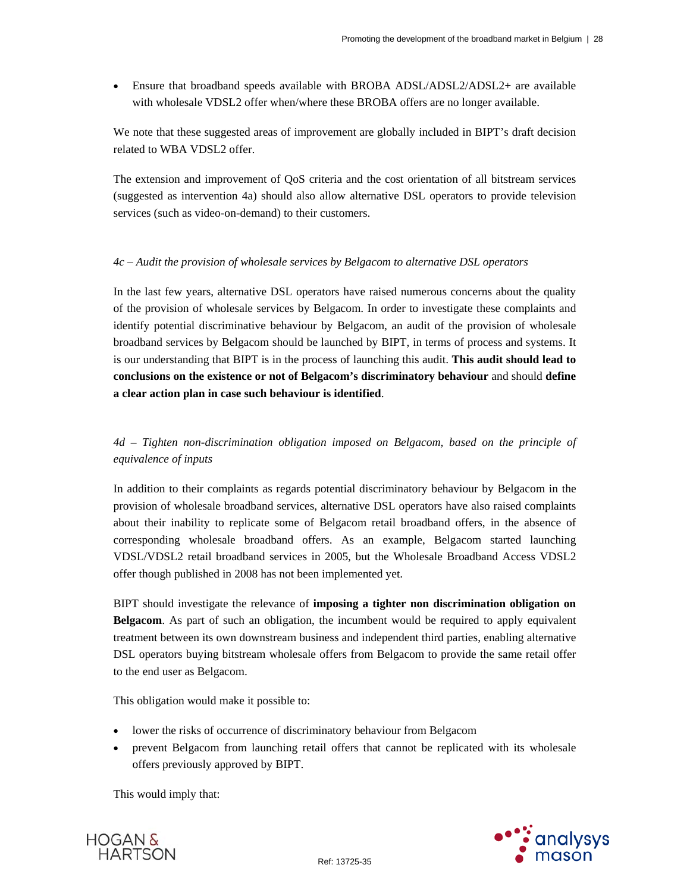- Ensure that broadband speeds available with BROBA ADSL/ADSL2/ADSL2+ are available with wholesale VDSL2 offer when/where these BROBA offers are no longer available.

We note that these suggested areas of improvement are globally included in BIPT's draft decision related to WBA VDSL2 offer.

The extension and improvement of QoS criteria and the cost orientation of all bitstream services (suggested as intervention 4a) should also allow alternative DSL operators to provide television services (such as video-on-demand) to their customers.

*4c – Audit the provision of wholesale services by Belgacom to alternative DSL operators*

In the last few years, alternative DSL operators have raised numerous concerns about the quality of the provision of wholesale services by Belgacom. In order to investigate these complaints and identify potential discriminative behaviour by Belgacom, an audit of the provision of wholesale broadband services by Belgacom should be launched by BIPT, in terms of process and systems. It is our understanding that BIPT is in the process of launching this audit. **This audit should lead to conclusions on the existence or not of Belgacom's discriminatory behaviour** and should **define a clear action plan in case such behaviour is identified**.

*4d – Tighten non-discrimination obligation imposed on Belgacom, based on the principle of equivalence of inputs*

In addition to their complaints as regards potential discriminatory behaviour by Belgacom in the provision of wholesale broadband services, alternative DSL operators have also raised complaints about their inability to replicate some of Belgacom retail broadband offers, in the absence of corresponding wholesale broadband offers. As an example, Belgacom started launching VDSL/VDSL2 retail broadband services in 2005, but the Wholesale Broadband Access VDSL2 offer though published in 2008 has not been implemented yet.

BIPT should investigate the relevance of **imposing a tighter non discrimination obligation on Belgacom**. As part of such an obligation, the incumbent would be required to apply equivalent treatment between its own downstream business and independent third parties, enabling alternative DSL operators buying bitstream wholesale offers from Belgacom to provide the same retail offer to the end user as Belgacom.

This obligation would make it possible to:

- lower the risks of occurrence of discriminatory behaviour from Belgacom
- prevent Belgacom from launching retail offers that cannot be replicated with its wholesale offers previously approved by BIPT.

This would imply that: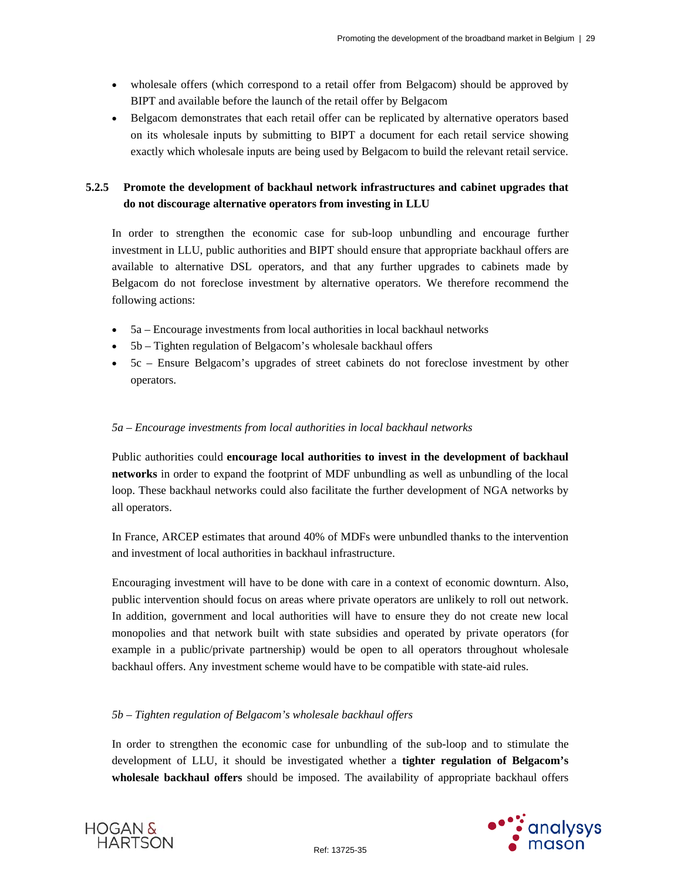- wholesale offers (which correspond to a retail offer from Belgacom) should be approved by BIPT and available before the launch of the retail offer by Belgacom
- Belgacom demonstrates that each retail offer can be replicated by alternative operators based on its wholesale inputs by submitting to BIPT a document for each retail service showing exactly which wholesale inputs are being used by Belgacom to build the relevant retail service.

### 5.2.5 Promote the development of backhaul network infrastructures and cabinet upgrades that do not discourage alternative operators from investing in LLU

In order to strengthen the economic case for sub-loop unbundling and encourage further investment in LLU, public authorities and BIPT should ensure that appropriate backhaul offers are available to alternative DSL operators, and that any further upgrades to cabinets made by Belgacom do not foreclose investment by alternative operators. We therefore recommend the following actions:

- 5a – Encourage investments from local authorities in local backhaul networks
- 5b – Tighten regulation of Belgacom's wholesale backhaul offers
- 5c – Ensure Belgacom's upgrades of street cabinets do not foreclose investment by other operators.

*5a – Encourage investments from local authorities in local backhaul networks*

Public authorities could **encourage local authorities to invest in the development of backhaul networks** in order to expand the footprint of MDF unbundling as well as unbundling of the local loop. These backhaul networks could also facilitate the further development of NGA networks by all operators.

In France, ARCEP estimates that around 40% of MDFs were unbundled thanks to the intervention and investment of local authorities in backhaul infrastructure.

Encouraging investment will have to be done with care in a context of economic downturn. Also, public intervention should focus on areas where private operators are unlikely to roll out network. In addition, government and local authorities will have to ensure they do not create new local monopolies and that network built with state subsidies and operated by private operators (for example in a public/private partnership) would be open to all operators throughout wholesale backhaul offers. Any investment scheme would have to be compatible with state-aid rules.

*5b – Tighten regulation of Belgacom's wholesale backhaul offers*

In order to strengthen the economic case for unbundling of the sub-loop and to stimulate the development of LLU, it should be investigated whether a **tighter regulation of Belgacom's wholesale backhaul offers** should be imposed. The availability of appropriate backhaul offers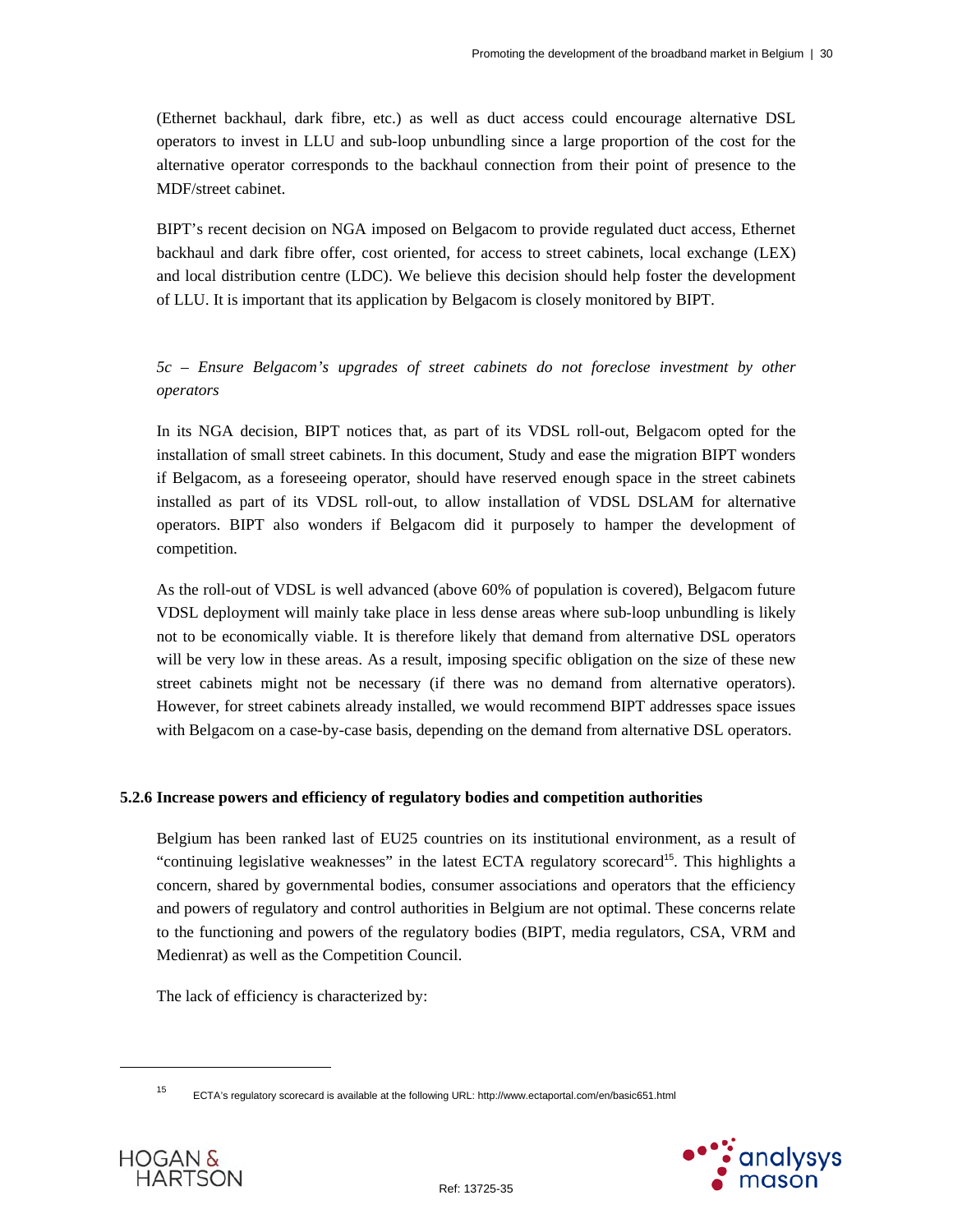(Ethernet backhaul, dark fibre, etc.) as well as duct access could encourage alternative DSL operators to invest in LLU and sub-loop unbundling since a large proportion of the cost for the alternative operator corresponds to the backhaul connection from their point of presence to the MDF/street cabinet.

BIPT's recent decision on NGA imposed on Belgacom to provide regulated duct access, Ethernet backhaul and dark fibre offer, cost oriented, for access to street cabinets, local exchange (LEX) and local distribution centre (LDC). We believe this decision should help foster the development of LLU. It is important that its application by Belgacom is closely monitored by BIPT.

*5c – Ensure Belgacom's upgrades of street cabinets do not foreclose investment by other operators*

In its NGA decision, BIPT notices that, as part of its VDSL roll-out, Belgacom opted for the installation of small street cabinets. In this document, Study and ease the migration BIPT wonders if Belgacom, as a foreseeing operator, should have reserved enough space in the street cabinets installed as part of its VDSL roll-out, to allow installation of VDSL DSLAM for alternative operators. BIPT also wonders if Belgacom did it purposely to hamper the development of competition.

As the roll-out of VDSL is well advanced (above 60% of population is covered), Belgacom future VDSL deployment will mainly take place in less dense areas where sub-loop unbundling is likely not to be economically viable. It is therefore likely that demand from alternative DSL operators will be very low in these areas. As a result, imposing specific obligation on the size of these new street cabinets might not be necessary (if there was no demand from alternative operators). However, for street cabinets already installed, we would recommend BIPT addresses space issues with Belgacom on a case-by-case basis, depending on the demand from alternative DSL operators.

#### 5.2.6 Increase powers and efficiency of regulatory bodies and competition authorities

Belgium has been ranked last of EU25 countries on its institutional environment, as a result of "continuing legislative weaknesses" in the latest ECTA regulatory scorecard[15]. This highlights a concern, shared by governmental bodies, consumer associations and operators that the efficiency and powers of regulatory and control authorities in Belgium are not optimal. These concerns relate to the functioning and powers of the regulatory bodies (BIPT, media regulators, CSA, VRM and Medienrat) as well as the Competition Council.

The lack of efficiency is characterized by:

[15] ECTA's regulatory scorecard is available at the following URL: http://www.ectaportal.com/en/basic651.html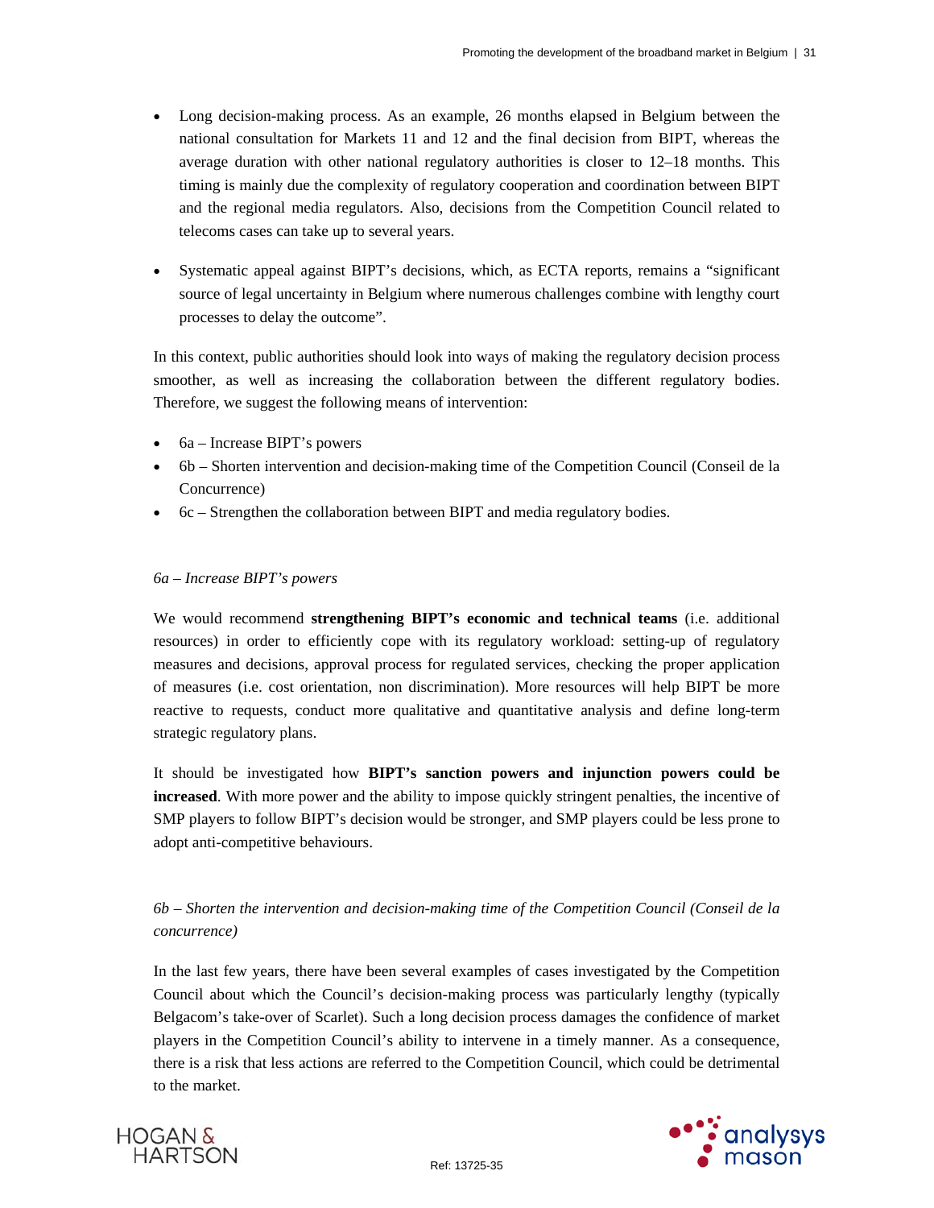- Long decision-making process. As an example, 26 months elapsed in Belgium between the national consultation for Markets 11 and 12 and the final decision from BIPT, whereas the average duration with other national regulatory authorities is closer to 12–18 months. This timing is mainly due the complexity of regulatory cooperation and coordination between BIPT and the regional media regulators. Also, decisions from the Competition Council related to telecoms cases can take up to several years.
- Systematic appeal against BIPT's decisions, which, as ECTA reports, remains a "significant source of legal uncertainty in Belgium where numerous challenges combine with lengthy court processes to delay the outcome".

In this context, public authorities should look into ways of making the regulatory decision process smoother, as well as increasing the collaboration between the different regulatory bodies. Therefore, we suggest the following means of intervention:

- 6a – Increase BIPT's powers
- 6b – Shorten intervention and decision-making time of the Competition Council (Conseil de la Concurrence)
- 6c – Strengthen the collaboration between BIPT and media regulatory bodies.

*6a – Increase BIPT's powers*

We would recommend **strengthening BIPT's economic and technical teams** (i.e. additional resources) in order to efficiently cope with its regulatory workload: setting-up of regulatory measures and decisions, approval process for regulated services, checking the proper application of measures (i.e. cost orientation, non discrimination). More resources will help BIPT be more reactive to requests, conduct more qualitative and quantitative analysis and define long-term strategic regulatory plans.

It should be investigated how **BIPT's sanction powers and injunction powers could be increased**. With more power and the ability to impose quickly stringent penalties, the incentive of SMP players to follow BIPT's decision would be stronger, and SMP players could be less prone to adopt anti-competitive behaviours.

*6b – Shorten the intervention and decision-making time of the Competition Council (Conseil de la concurrence)*

In the last few years, there have been several examples of cases investigated by the Competition Council about which the Council's decision-making process was particularly lengthy (typically Belgacom's take-over of Scarlet). Such a long decision process damages the confidence of market players in the Competition Council's ability to intervene in a timely manner. As a consequence, there is a risk that less actions are referred to the Competition Council, which could be detrimental to the market.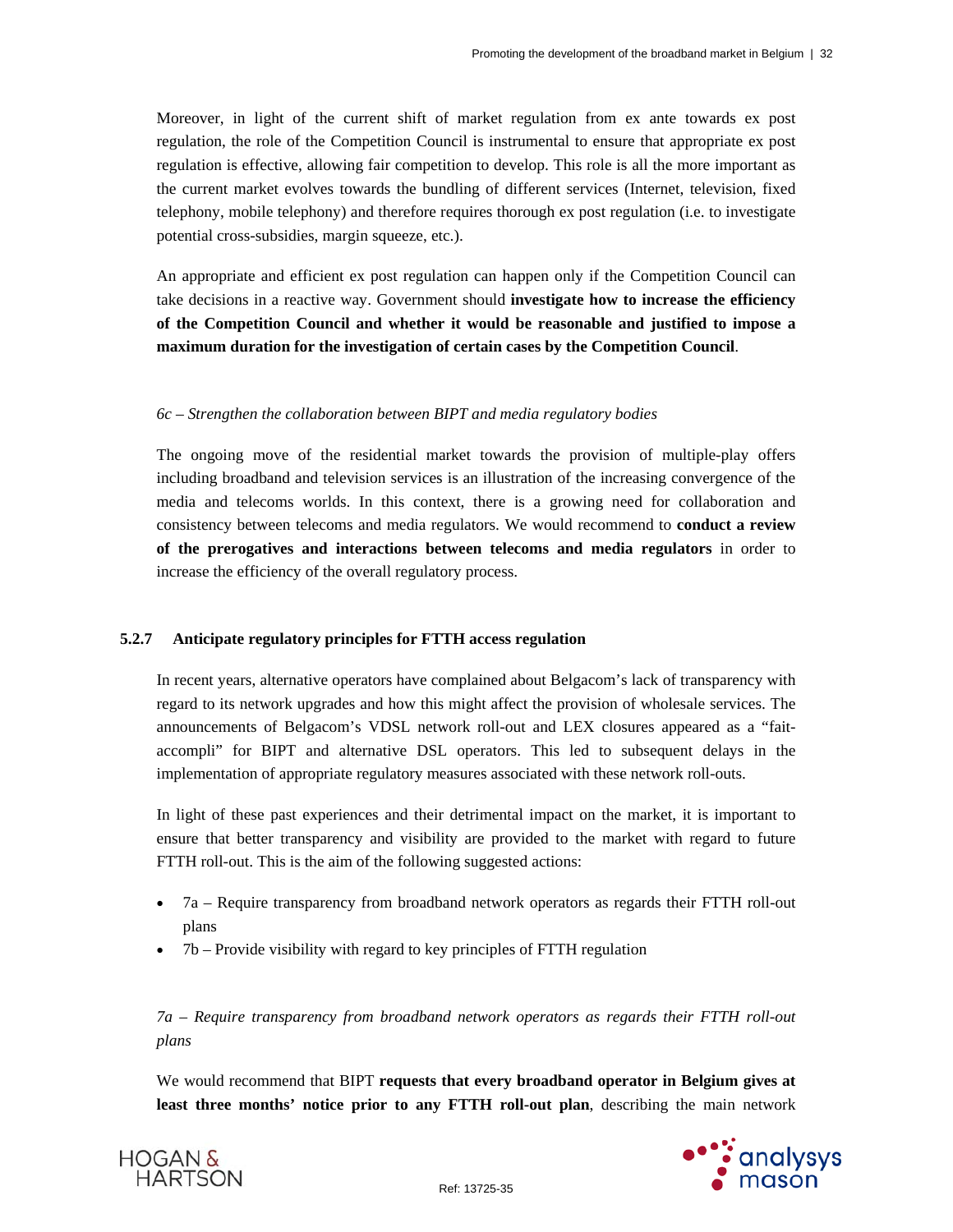Moreover, in light of the current shift of market regulation from ex ante towards ex post regulation, the role of the Competition Council is instrumental to ensure that appropriate ex post regulation is effective, allowing fair competition to develop. This role is all the more important as the current market evolves towards the bundling of different services (Internet, television, fixed telephony, mobile telephony) and therefore requires thorough ex post regulation (i.e. to investigate potential cross-subsidies, margin squeeze, etc.).

An appropriate and efficient ex post regulation can happen only if the Competition Council can take decisions in a reactive way. Government should **investigate how to increase the efficiency of the Competition Council and whether it would be reasonable and justified to impose a maximum duration for the investigation of certain cases by the Competition Council**.

*6c – Strengthen the collaboration between BIPT and media regulatory bodies*

The ongoing move of the residential market towards the provision of multiple-play offers including broadband and television services is an illustration of the increasing convergence of the media and telecoms worlds. In this context, there is a growing need for collaboration and consistency between telecoms and media regulators. We would recommend to **conduct a review of the prerogatives and interactions between telecoms and media regulators** in order to increase the efficiency of the overall regulatory process.

### 5.2.7 Anticipate regulatory principles for FTTH access regulation

In recent years, alternative operators have complained about Belgacom's lack of transparency with regard to its network upgrades and how this might affect the provision of wholesale services. The announcements of Belgacom's VDSL network roll-out and LEX closures appeared as a "fait-accompli" for BIPT and alternative DSL operators. This led to subsequent delays in the implementation of appropriate regulatory measures associated with these network roll-outs.

In light of these past experiences and their detrimental impact on the market, it is important to ensure that better transparency and visibility are provided to the market with regard to future FTTH roll-out. This is the aim of the following suggested actions:

- 7a – Require transparency from broadband network operators as regards their FTTH roll-out plans
- 7b – Provide visibility with regard to key principles of FTTH regulation

*7a – Require transparency from broadband network operators as regards their FTTH roll-out plans*

We would recommend that BIPT **requests that every broadband operator in Belgium gives at least three months' notice prior to any FTTH roll-out plan**, describing the main network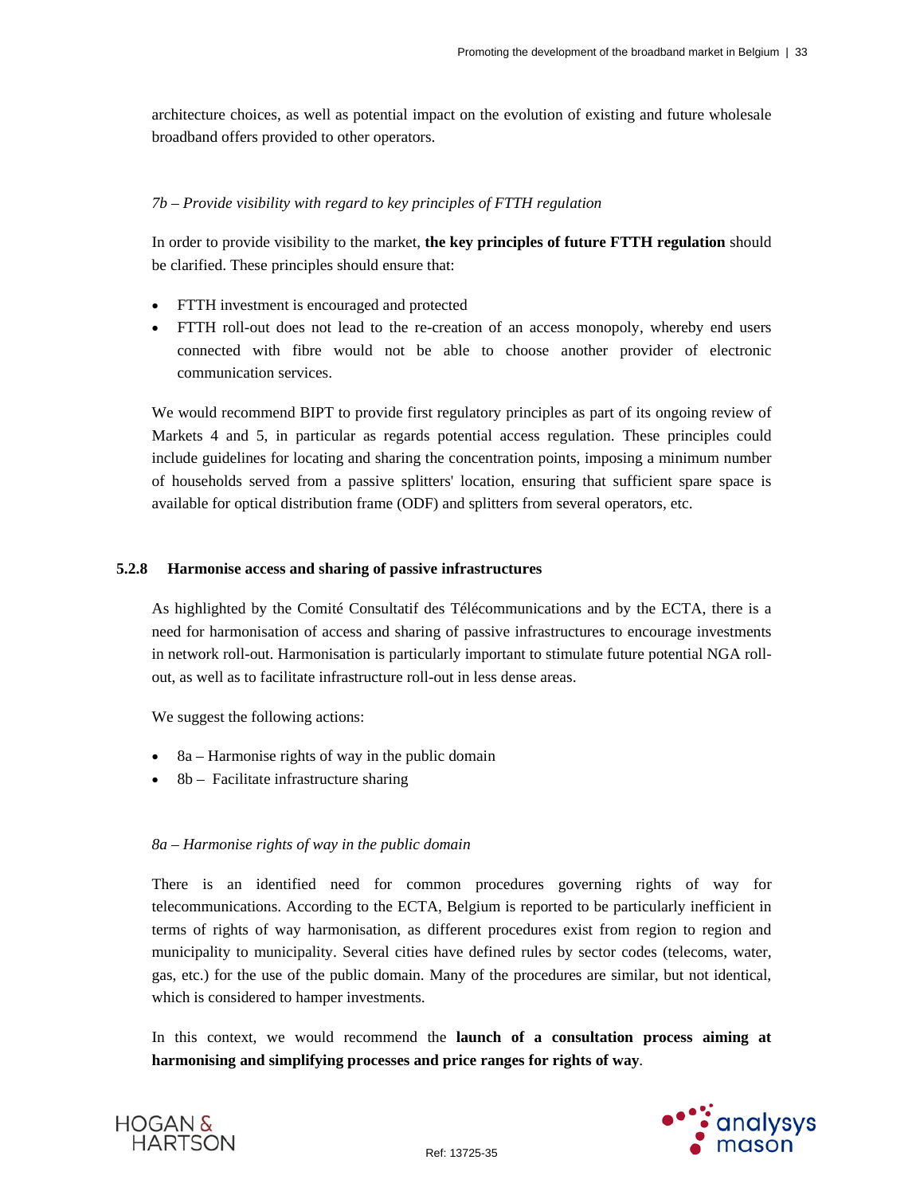architecture choices, as well as potential impact on the evolution of existing and future wholesale broadband offers provided to other operators.

*7b – Provide visibility with regard to key principles of FTTH regulation*

In order to provide visibility to the market, **the key principles of future FTTH regulation** should be clarified. These principles should ensure that:

- FTTH investment is encouraged and protected
- FTTH roll-out does not lead to the re-creation of an access monopoly, whereby end users connected with fibre would not be able to choose another provider of electronic communication services.

We would recommend BIPT to provide first regulatory principles as part of its ongoing review of Markets 4 and 5, in particular as regards potential access regulation. These principles could include guidelines for locating and sharing the concentration points, imposing a minimum number of households served from a passive splitters' location, ensuring that sufficient spare space is available for optical distribution frame (ODF) and splitters from several operators, etc.

### 5.2.8 Harmonise access and sharing of passive infrastructures

As highlighted by the Comité Consultatif des Télécommunications and by the ECTA, there is a need for harmonisation of access and sharing of passive infrastructures to encourage investments in network roll-out. Harmonisation is particularly important to stimulate future potential NGA roll-out, as well as to facilitate infrastructure roll-out in less dense areas.

We suggest the following actions:

- 8a – Harmonise rights of way in the public domain
- 8b – Facilitate infrastructure sharing

*8a – Harmonise rights of way in the public domain*

There is an identified need for common procedures governing rights of way for telecommunications. According to the ECTA, Belgium is reported to be particularly inefficient in terms of rights of way harmonisation, as different procedures exist from region to region and municipality to municipality. Several cities have defined rules by sector codes (telecoms, water, gas, etc.) for the use of the public domain. Many of the procedures are similar, but not identical, which is considered to hamper investments.

In this context, we would recommend the **launch of a consultation process aiming at harmonising and simplifying processes and price ranges for rights of way**.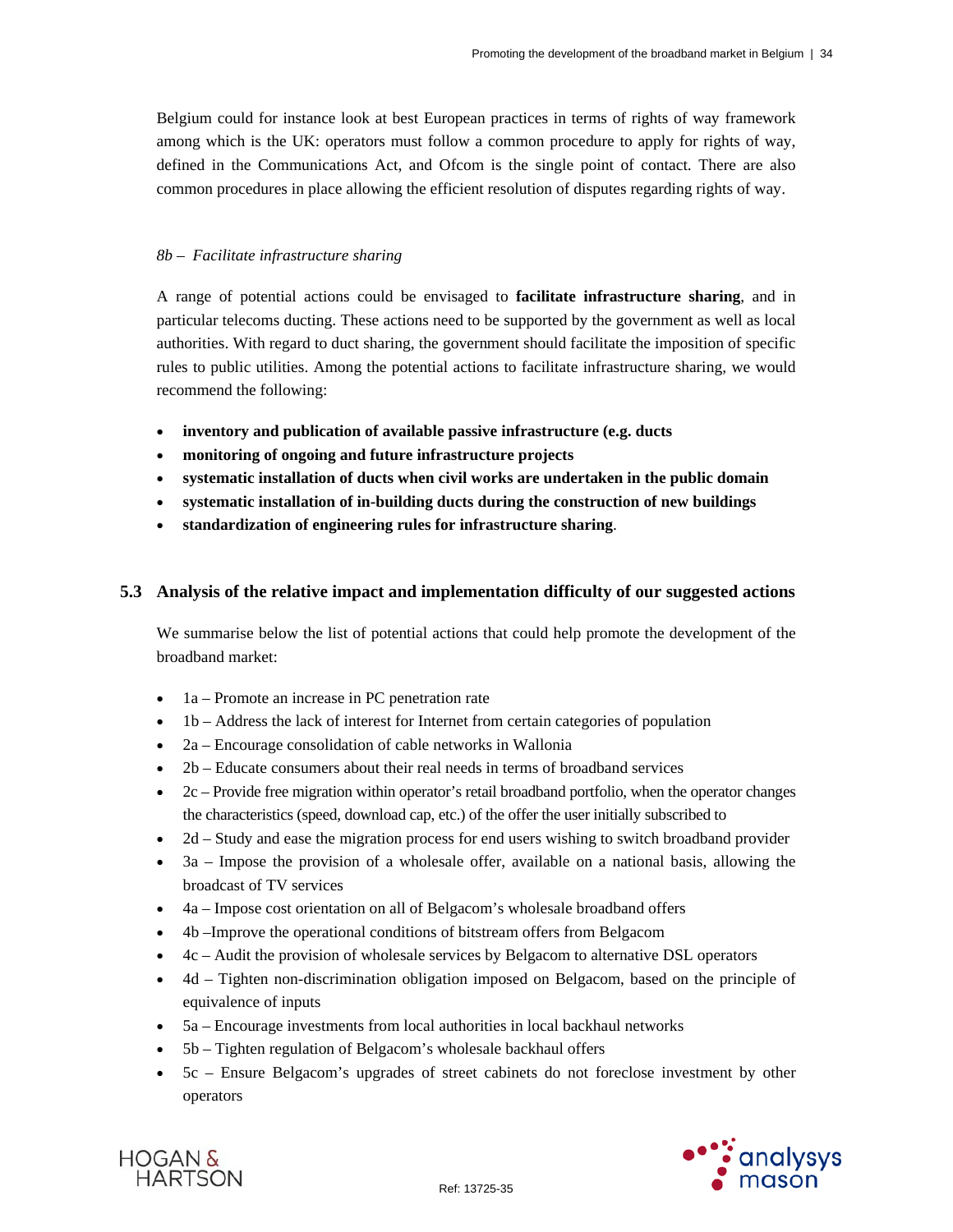Belgium could for instance look at best European practices in terms of rights of way framework among which is the UK: operators must follow a common procedure to apply for rights of way, defined in the Communications Act, and Ofcom is the single point of contact. There are also common procedures in place allowing the efficient resolution of disputes regarding rights of way.

*8b – Facilitate infrastructure sharing*

A range of potential actions could be envisaged to **facilitate infrastructure sharing**, and in particular telecoms ducting. These actions need to be supported by the government as well as local authorities. With regard to duct sharing, the government should facilitate the imposition of specific rules to public utilities. Among the potential actions to facilitate infrastructure sharing, we would recommend the following:

- **inventory and publication of available passive infrastructure (e.g. ducts**
- **monitoring of ongoing and future infrastructure projects**
- **systematic installation of ducts when civil works are undertaken in the public domain**
- **systematic installation of in-building ducts during the construction of new buildings**
- **standardization of engineering rules for infrastructure sharing**.

## 5.3 Analysis of the relative impact and implementation difficulty of our suggested actions

We summarise below the list of potential actions that could help promote the development of the broadband market:

- 1a – Promote an increase in PC penetration rate
- 1b – Address the lack of interest for Internet from certain categories of population
- 2a – Encourage consolidation of cable networks in Wallonia
- 2b – Educate consumers about their real needs in terms of broadband services
- 2c – Provide free migration within operator's retail broadband portfolio, when the operator changes the characteristics (speed, download cap, etc.) of the offer the user initially subscribed to
- 2d – Study and ease the migration process for end users wishing to switch broadband provider
- 3a – Impose the provision of a wholesale offer, available on a national basis, allowing the broadcast of TV services
- 4a – Impose cost orientation on all of Belgacom's wholesale broadband offers
- 4b –Improve the operational conditions of bitstream offers from Belgacom
- 4c – Audit the provision of wholesale services by Belgacom to alternative DSL operators
- 4d – Tighten non-discrimination obligation imposed on Belgacom, based on the principle of equivalence of inputs
- 5a – Encourage investments from local authorities in local backhaul networks
- 5b – Tighten regulation of Belgacom's wholesale backhaul offers
- 5c – Ensure Belgacom's upgrades of street cabinets do not foreclose investment by other operators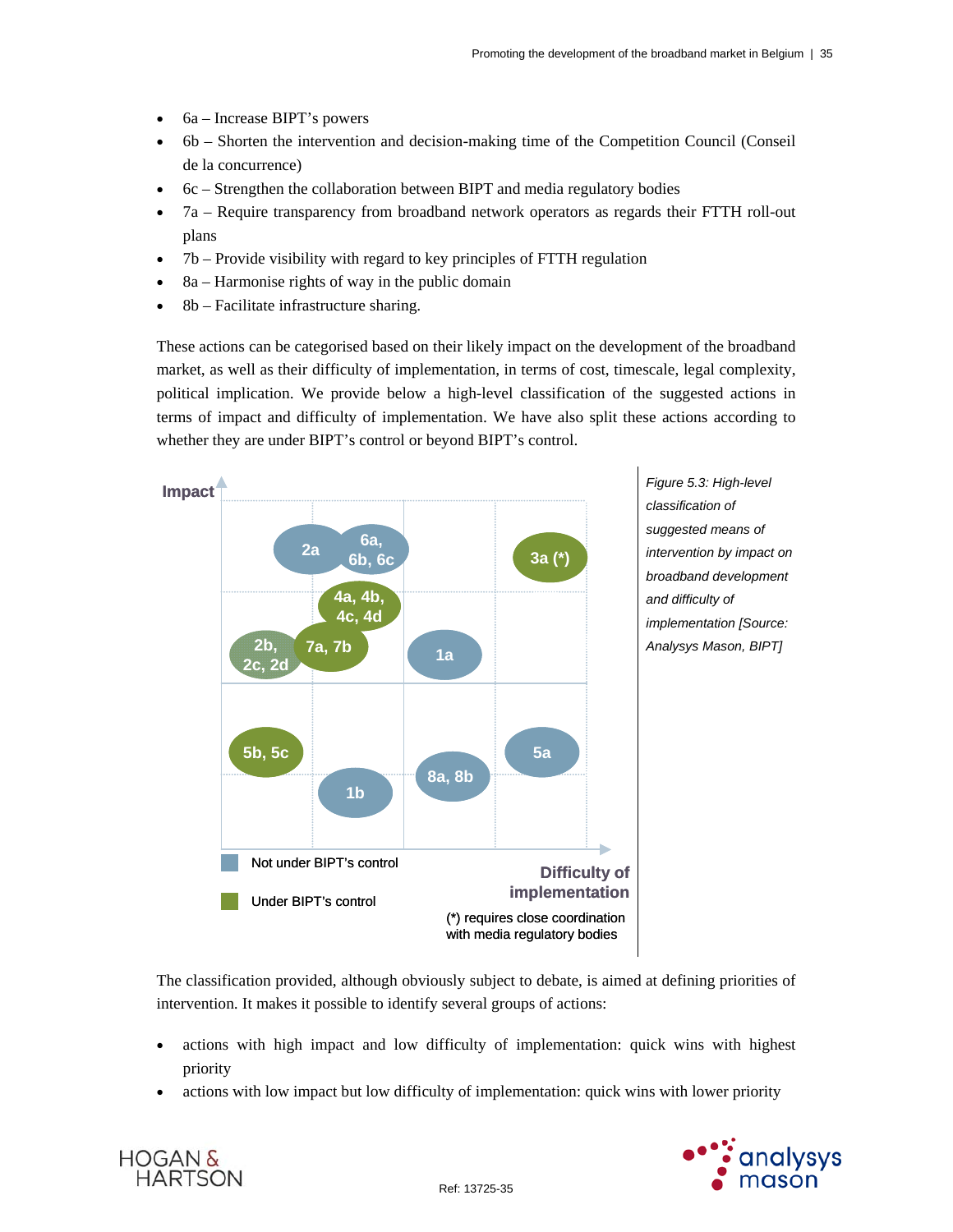- 6a – Increase BIPT's powers
- 6b – Shorten the intervention and decision-making time of the Competition Council (Conseil de la concurrence)
- 6c – Strengthen the collaboration between BIPT and media regulatory bodies
- 7a – Require transparency from broadband network operators as regards their FTTH roll-out plans
- 7b – Provide visibility with regard to key principles of FTTH regulation
- 8a – Harmonise rights of way in the public domain
- 8b – Facilitate infrastructure sharing.

These actions can be categorised based on their likely impact on the development of the broadband market, as well as their difficulty of implementation, in terms of cost, timescale, legal complexity, political implication. We provide below a high-level classification of the suggested actions in terms of impact and difficulty of implementation. We have also split these actions according to whether they are under BIPT's control or beyond BIPT's control.

*Figure 5.3: High-level classification of suggested means of intervention by impact on broadband development and difficulty of implementation [Source: Analysys Mason, BIPT]*

The classification provided, although obviously subject to debate, is aimed at defining priorities of intervention. It makes it possible to identify several groups of actions:

- actions with high impact and low difficulty of implementation: quick wins with highest priority
- actions with low impact but low difficulty of implementation: quick wins with lower priority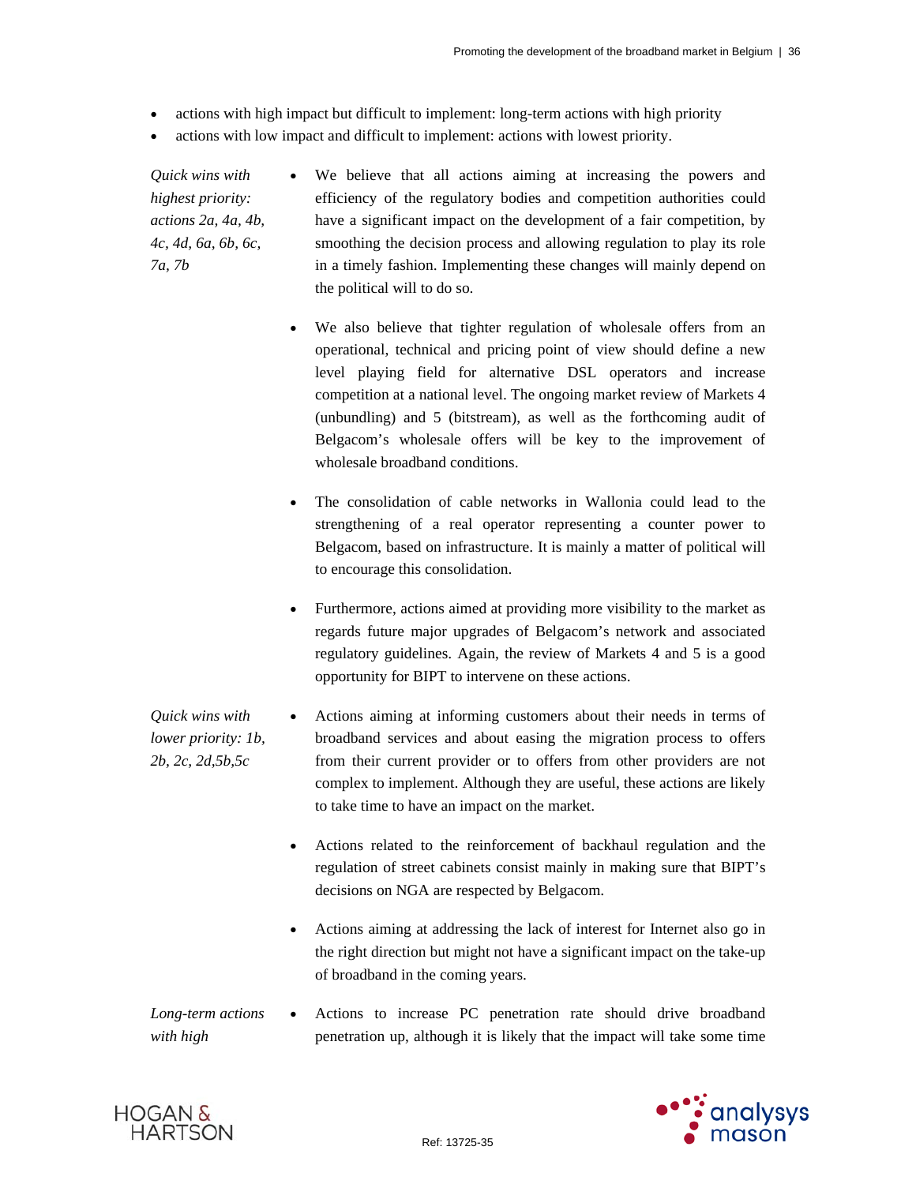- actions with high impact but difficult to implement: long-term actions with high priority
- actions with low impact and difficult to implement: actions with lowest priority.

*Quick wins with highest priority: actions 2a, 4a, 4b, 4c, 4d, 6a, 6b, 6c, 7a, 7b*

- We believe that all actions aiming at increasing the powers and efficiency of the regulatory bodies and competition authorities could have a significant impact on the development of a fair competition, by smoothing the decision process and allowing regulation to play its role in a timely fashion. Implementing these changes will mainly depend on the political will to do so.
- We also believe that tighter regulation of wholesale offers from an operational, technical and pricing point of view should define a new level playing field for alternative DSL operators and increase competition at a national level. The ongoing market review of Markets 4 (unbundling) and 5 (bitstream), as well as the forthcoming audit of Belgacom's wholesale offers will be key to the improvement of wholesale broadband conditions.
- The consolidation of cable networks in Wallonia could lead to the strengthening of a real operator representing a counter power to Belgacom, based on infrastructure. It is mainly a matter of political will to encourage this consolidation.
- Furthermore, actions aimed at providing more visibility to the market as regards future major upgrades of Belgacom's network and associated regulatory guidelines. Again, the review of Markets 4 and 5 is a good opportunity for BIPT to intervene on these actions.

*Quick wins with lower priority: 1b, 2b, 2c, 2d,5b,5c*

- Actions aiming at informing customers about their needs in terms of broadband services and about easing the migration process to offers from their current provider or to offers from other providers are not complex to implement. Although they are useful, these actions are likely to take time to have an impact on the market.
- Actions related to the reinforcement of backhaul regulation and the regulation of street cabinets consist mainly in making sure that BIPT's decisions on NGA are respected by Belgacom.
- Actions aiming at addressing the lack of interest for Internet also go in the right direction but might not have a significant impact on the take-up of broadband in the coming years.

*Long-term actions with high*

- Actions to increase PC penetration rate should drive broadband penetration up, although it is likely that the impact will take some time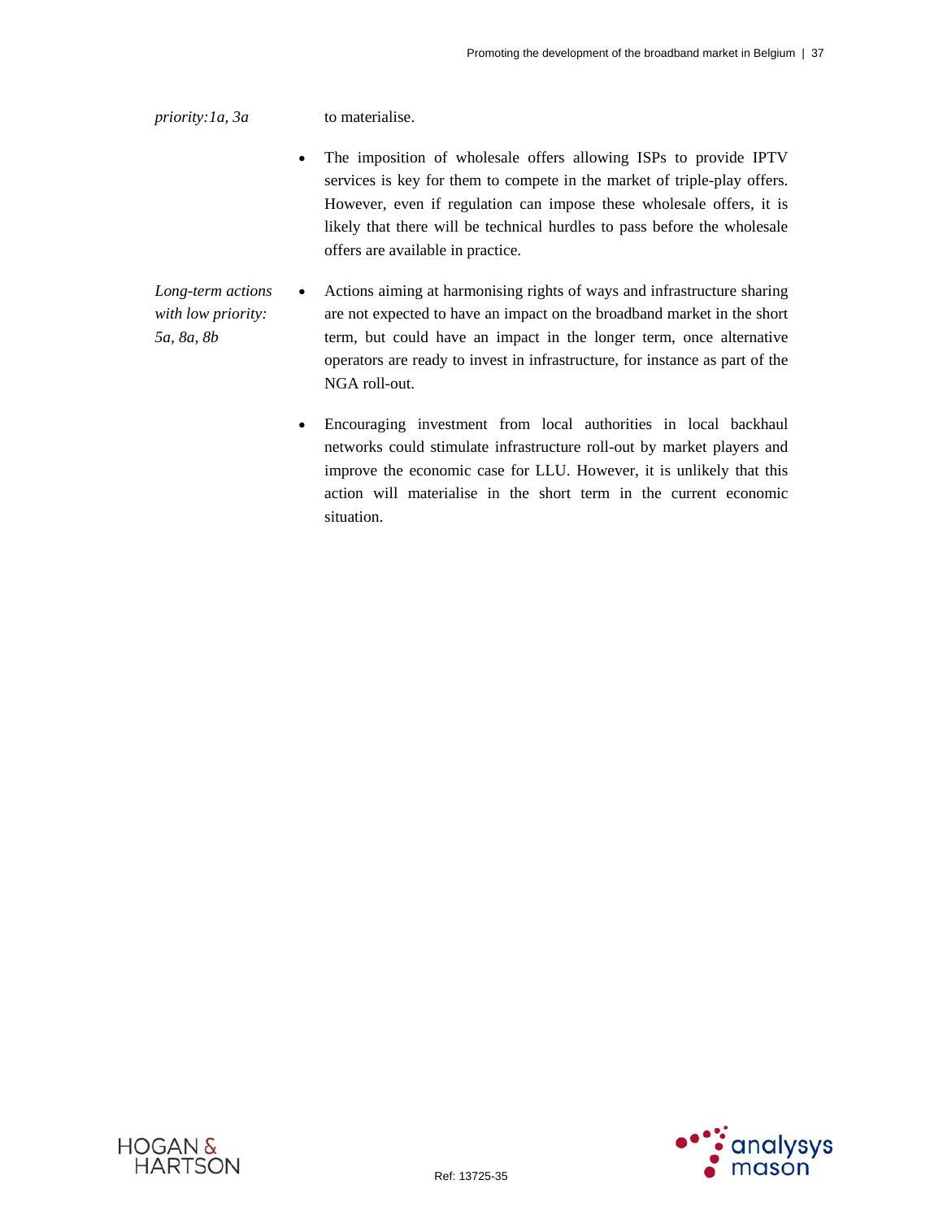*priority:1a, 3a* to materialise.

- The imposition of wholesale offers allowing ISPs to provide IPTV services is key for them to compete in the market of triple-play offers. However, even if regulation can impose these wholesale offers, it is likely that there will be technical hurdles to pass before the wholesale offers are available in practice.

*Long-term actions with low priority: 5a, 8a, 8b*

- Actions aiming at harmonising rights of ways and infrastructure sharing are not expected to have an impact on the broadband market in the short term, but could have an impact in the longer term, once alternative operators are ready to invest in infrastructure, for instance as part of the NGA roll-out.
- Encouraging investment from local authorities in local backhaul networks could stimulate infrastructure roll-out by market players and improve the economic case for LLU. However, it is unlikely that this action will materialise in the short term in the current economic situation.